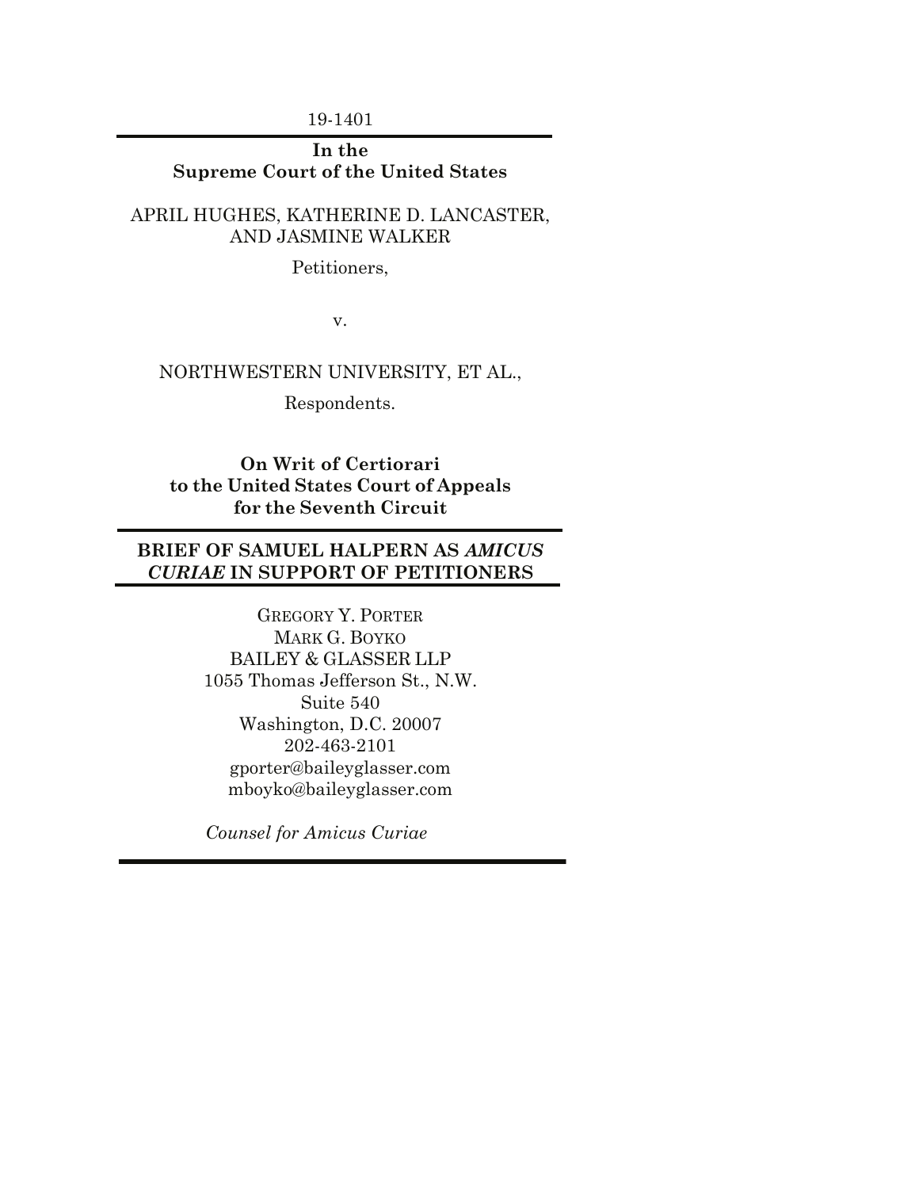19-1401

---

**In the**
**Supreme Court of the United States**

APRIL HUGHES, KATHERINE D. LANCASTER, AND JASMINE WALKER

Petitioners,

v.

NORTHWESTERN UNIVERSITY, ET AL.,

Respondents.

**On Writ of Certiorari**
**to the United States Court of Appeals**
**for the Seventh Circuit**

---

**BRIEF OF SAMUEL HALPERN AS *AMICUS CURIAE* IN SUPPORT OF PETITIONERS**

---

GREGORY Y. PORTER
MARK G. BOYKO
BAILEY & GLASSER LLP
1055 Thomas Jefferson St., N.W.
Suite 540
Washington, D.C. 20007
202-463-2101
gporter@baileyglasser.com
mboyko@baileyglasser.com

*Counsel for Amicus Curiae*

---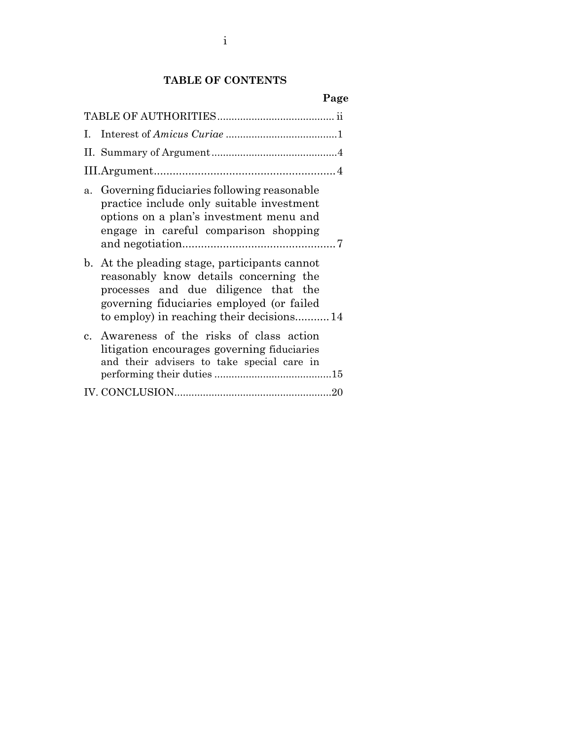## TABLE OF CONTENTS

| | Page |
|---|---|
| TABLE OF AUTHORITIES | ii |
| I. Interest of *Amicus Curiae* | 1 |
| II. Summary of Argument | 4 |
| III. Argument | 4 |
| a. Governing fiduciaries following reasonable practice include only suitable investment options on a plan's investment menu and engage in careful comparison shopping and negotiation | 7 |
| b. At the pleading stage, participants cannot reasonably know details concerning the processes and due diligence that the governing fiduciaries employed (or failed to employ) in reaching their decisions | 14 |
| c. Awareness of the risks of class action litigation encourages governing fiduciaries and their advisers to take special care in performing their duties | 15 |
| IV. CONCLUSION | 20 |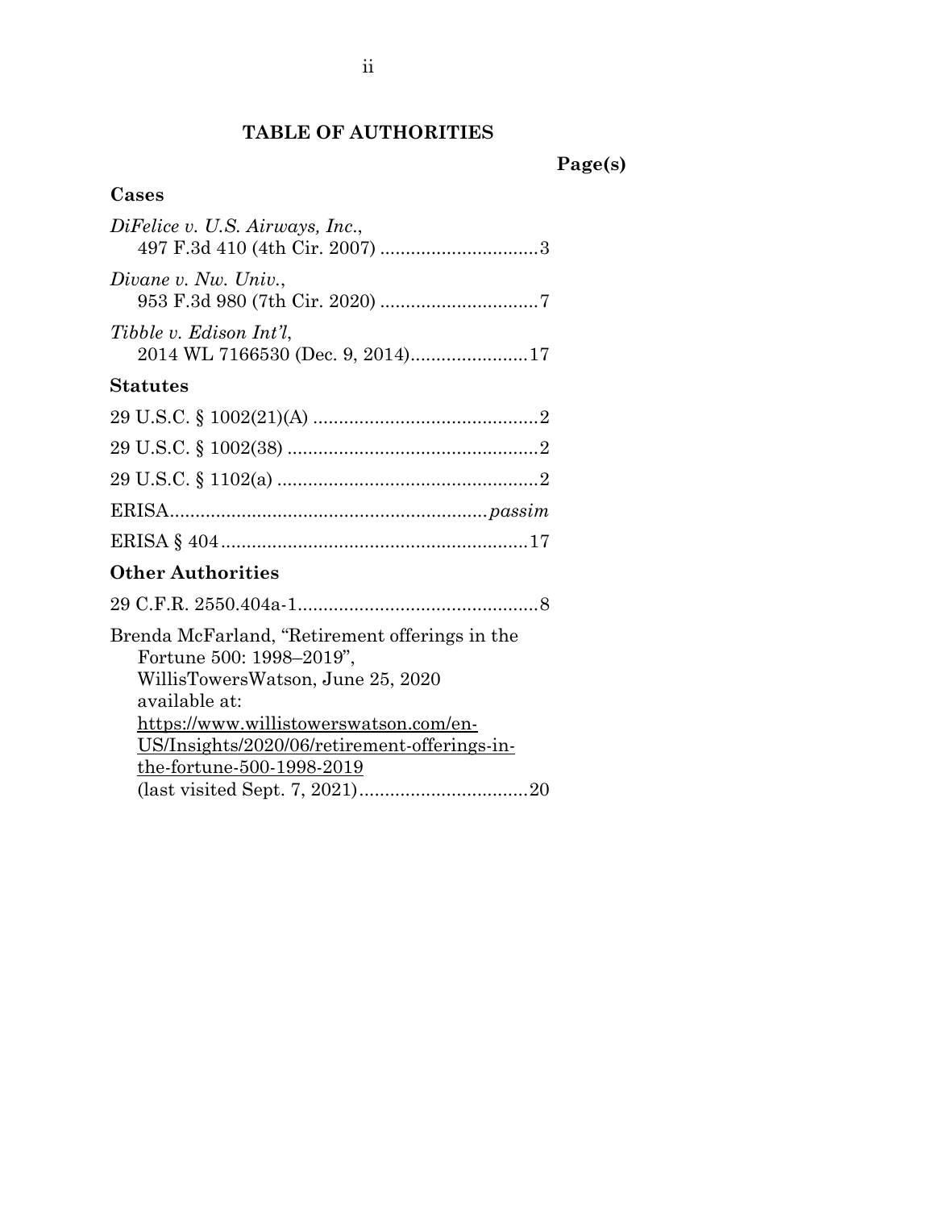## TABLE OF AUTHORITIES

**Page(s)**

### Cases

*DiFelice v. U.S. Airways, Inc.*,
497 F.3d 410 (4th Cir. 2007) ............................... 3

*Divane v. Nw. Univ.*,
953 F.3d 980 (7th Cir. 2020) ............................... 7

*Tibble v. Edison Int'l*,
2014 WL 7166530 (Dec. 9, 2014)....................... 17

### Statutes

29 U.S.C. § 1002(21)(A) ............................................ 2

29 U.S.C. § 1002(38) ................................................. 2

29 U.S.C. § 1102(a) ................................................... 2

ERISA............................................................. *passim*

ERISA § 404 ............................................................ 17

### Other Authorities

29 C.F.R. 2550.404a-1................................................ 8

Brenda McFarland, "Retirement offerings in the Fortune 500: 1998–2019", WillisTowersWatson, June 25, 2020 available at: https://www.willistowerswatson.com/en-US/Insights/2020/06/retirement-offerings-in-the-fortune-500-1998-2019 (last visited Sept. 7, 2021)................................. 20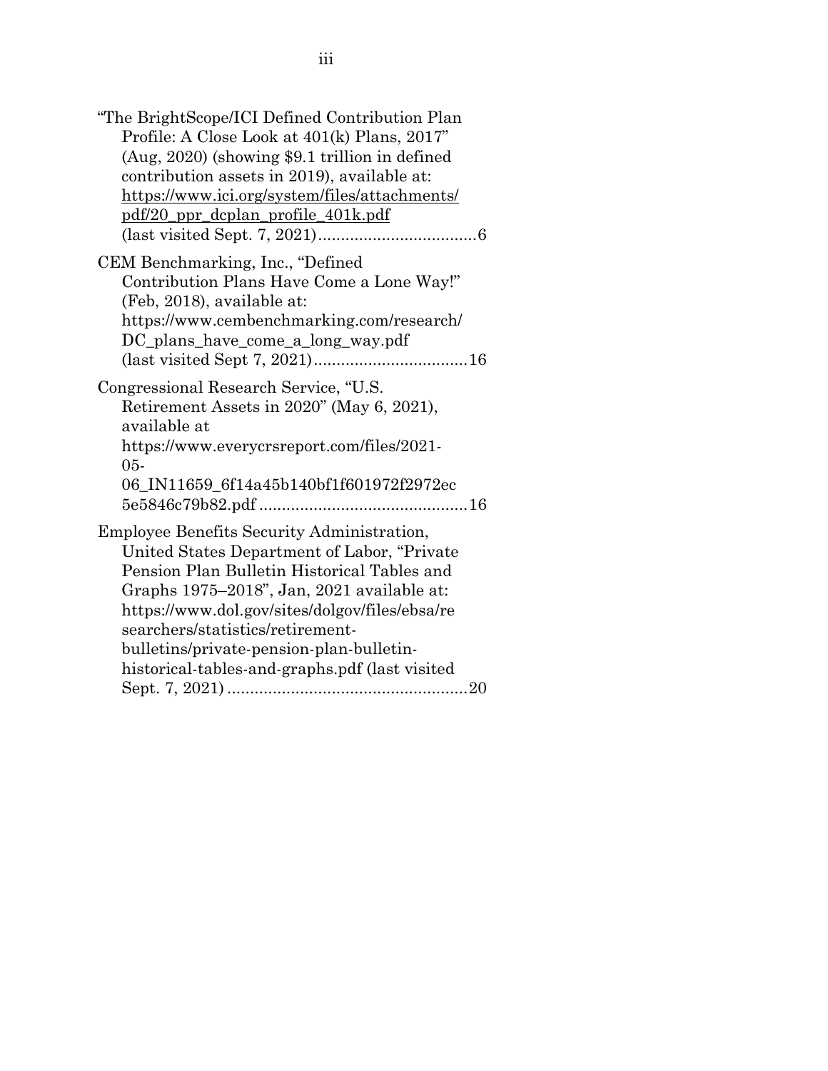"The BrightScope/ICI Defined Contribution Plan Profile: A Close Look at 401(k) Plans, 2017" (Aug, 2020) (showing $9.1 trillion in defined contribution assets in 2019), available at: https://www.ici.org/system/files/attachments/pdf/20_ppr_dcplan_profile_401k.pdf (last visited Sept. 7, 2021)....................................6

CEM Benchmarking, Inc., "Defined Contribution Plans Have Come a Lone Way!" (Feb, 2018), available at: https://www.cembenchmarking.com/research/DC_plans_have_come_a_long_way.pdf (last visited Sept 7, 2021)..................................16

Congressional Research Service, "U.S. Retirement Assets in 2020" (May 6, 2021), available at https://www.everycrsreport.com/files/2021-05-06_IN11659_6f14a45b140bf1f601972f2972ec5e5846c79b82.pdf .............................................16

Employee Benefits Security Administration, United States Department of Labor, "Private Pension Plan Bulletin Historical Tables and Graphs 1975–2018", Jan, 2021 available at: https://www.dol.gov/sites/dolgov/files/ebsa/researchers/statistics/retirement-bulletins/private-pension-plan-bulletin-historical-tables-and-graphs.pdf (last visited Sept. 7, 2021) .....................................................20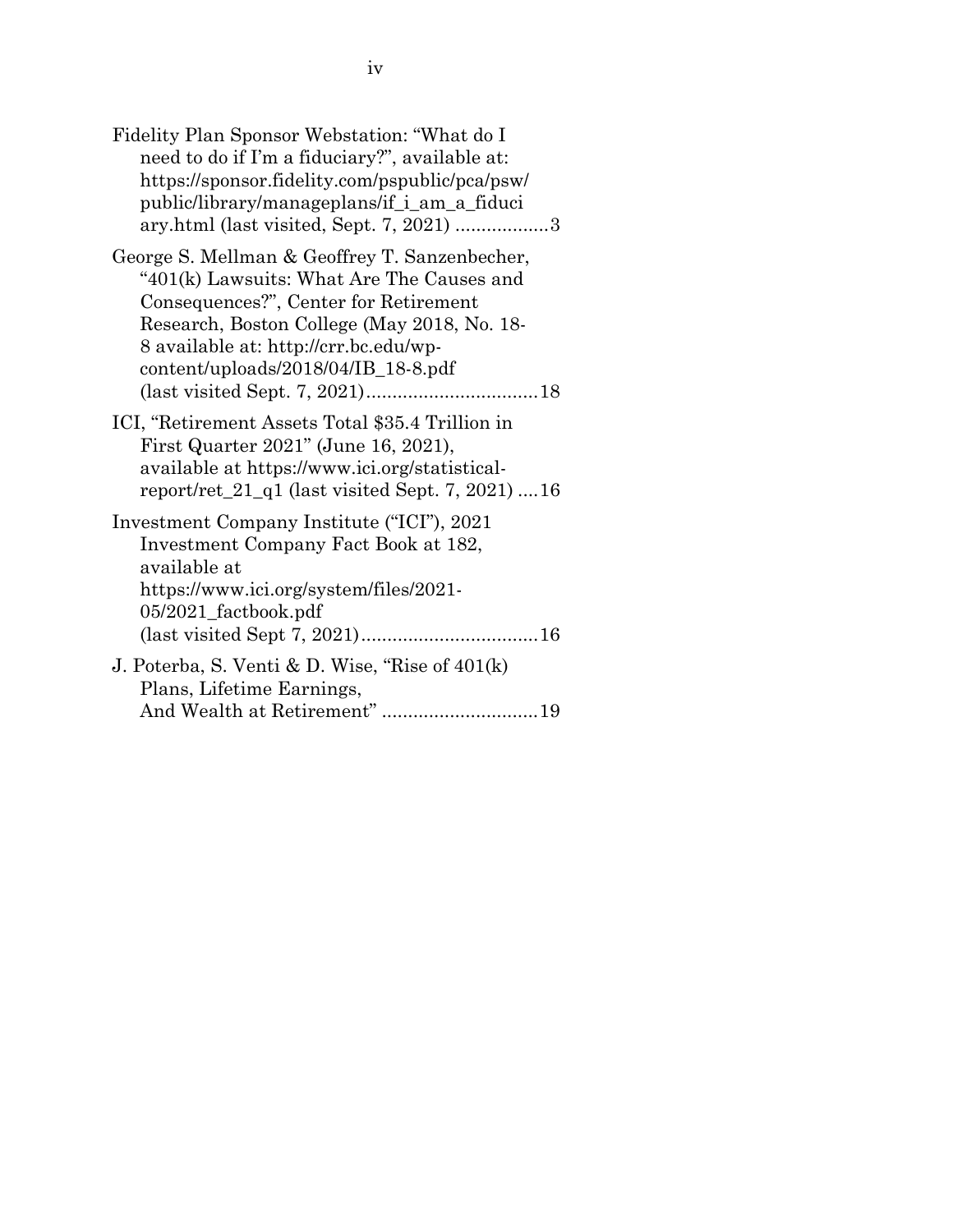Fidelity Plan Sponsor Webstation: "What do I need to do if I'm a fiduciary?", available at: https://sponsor.fidelity.com/pspublic/pca/psw/public/library/manageplans/if_i_am_a_fiduciary.html (last visited, Sept. 7, 2021) .................. 3

George S. Mellman & Geoffrey T. Sanzenbecher, "401(k) Lawsuits: What Are The Causes and Consequences?", Center for Retirement Research, Boston College (May 2018, No. 18-8 available at: http://crr.bc.edu/wp-content/uploads/2018/04/IB_18-8.pdf (last visited Sept. 7, 2021)................................. 18

ICI, "Retirement Assets Total $35.4 Trillion in First Quarter 2021" (June 16, 2021), available at https://www.ici.org/statistical-report/ret_21_q1 (last visited Sept. 7, 2021) .... 16

Investment Company Institute ("ICI"), 2021 Investment Company Fact Book at 182, available at https://www.ici.org/system/files/2021-05/2021_factbook.pdf (last visited Sept 7, 2021).................................. 16

J. Poterba, S. Venti & D. Wise, "Rise of 401(k) Plans, Lifetime Earnings, And Wealth at Retirement" .............................. 19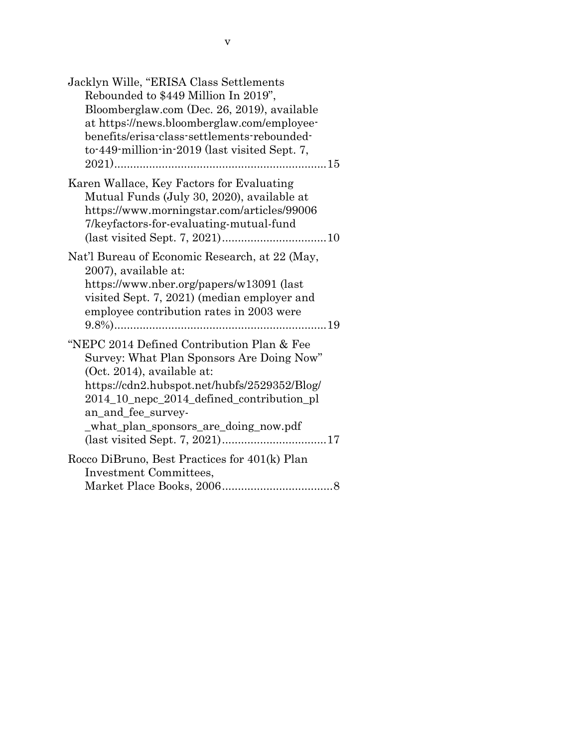Jacklyn Wille, "ERISA Class Settlements Rebounded to $449 Million In 2019", Bloomberglaw.com (Dec. 26, 2019), available at https://news.bloomberglaw.com/employee-benefits/erisa-class-settlements-rebounded-to-449-million-in-2019 (last visited Sept. 7, 2021)....................................................................15

Karen Wallace, Key Factors for Evaluating Mutual Funds (July 30, 2020), available at https://www.morningstar.com/articles/990067/keyfactors-for-evaluating-mutual-fund (last visited Sept. 7, 2021).................................10

Nat'l Bureau of Economic Research, at 22 (May, 2007), available at: https://www.nber.org/papers/w13091 (last visited Sept. 7, 2021) (median employer and employee contribution rates in 2003 were 9.8%)....................................................................19

"NEPC 2014 Defined Contribution Plan & Fee Survey: What Plan Sponsors Are Doing Now" (Oct. 2014), available at: https://cdn2.hubspot.net/hubfs/2529352/Blog/2014_10_nepc_2014_defined_contribution_plan_and_fee_survey-_what_plan_sponsors_are_doing_now.pdf (last visited Sept. 7, 2021).................................17

Rocco DiBruno, Best Practices for 401(k) Plan Investment Committees, Market Place Books, 2006...................................8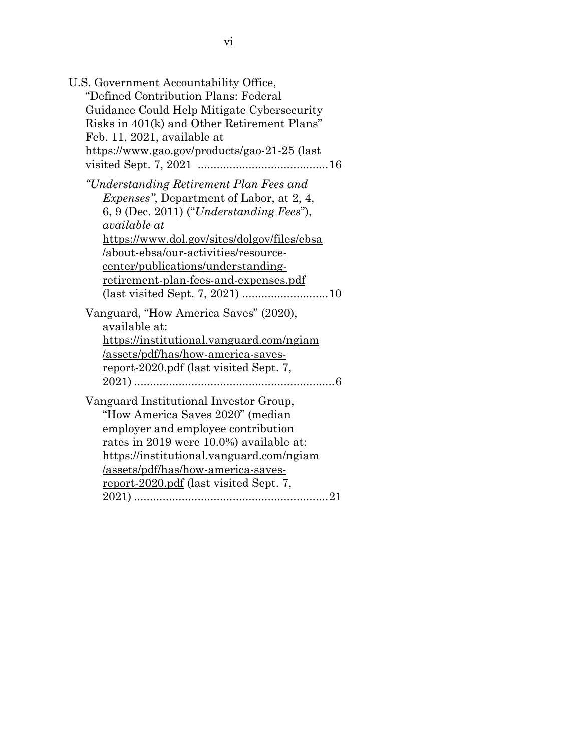U.S. Government Accountability Office, "Defined Contribution Plans: Federal Guidance Could Help Mitigate Cybersecurity Risks in 401(k) and Other Retirement Plans" Feb. 11, 2021, available at https://www.gao.gov/products/gao-21-25 (last visited Sept. 7, 2021 ........................................16

*"Understanding Retirement Plan Fees and Expenses"*, Department of Labor, at 2, 4, 6, 9 (Dec. 2011) ("*Understanding Fees*"), *available at* https://www.dol.gov/sites/dolgov/files/ebsa/about-ebsa/our-activities/resource-center/publications/understanding-retirement-plan-fees-and-expenses.pdf (last visited Sept. 7, 2021) ..........................10

Vanguard, "How America Saves" (2020), available at: https://institutional.vanguard.com/ngiam/assets/pdf/has/how-america-saves-report-2020.pdf (last visited Sept. 7, 2021) ..............................................................6

Vanguard Institutional Investor Group, "How America Saves 2020" (median employer and employee contribution rates in 2019 were 10.0%) available at: https://institutional.vanguard.com/ngiam/assets/pdf/has/how-america-saves-report-2020.pdf (last visited Sept. 7, 2021) ............................................................21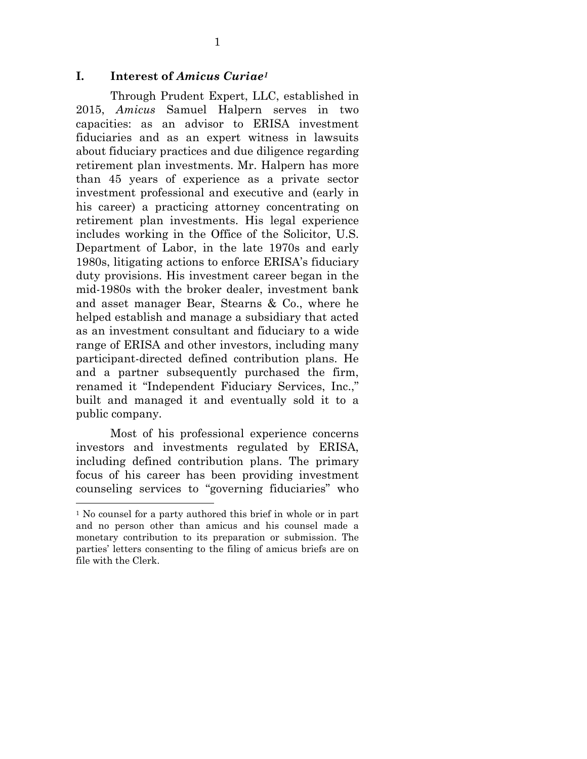## I. Interest of *Amicus Curiae*[1]

Through Prudent Expert, LLC, established in 2015, *Amicus* Samuel Halpern serves in two capacities: as an advisor to ERISA investment fiduciaries and as an expert witness in lawsuits about fiduciary practices and due diligence regarding retirement plan investments. Mr. Halpern has more than 45 years of experience as a private sector investment professional and executive and (early in his career) a practicing attorney concentrating on retirement plan investments. His legal experience includes working in the Office of the Solicitor, U.S. Department of Labor, in the late 1970s and early 1980s, litigating actions to enforce ERISA's fiduciary duty provisions. His investment career began in the mid-1980s with the broker dealer, investment bank and asset manager Bear, Stearns & Co., where he helped establish and manage a subsidiary that acted as an investment consultant and fiduciary to a wide range of ERISA and other investors, including many participant-directed defined contribution plans. He and a partner subsequently purchased the firm, renamed it "Independent Fiduciary Services, Inc.," built and managed it and eventually sold it to a public company.

Most of his professional experience concerns investors and investments regulated by ERISA, including defined contribution plans. The primary focus of his career has been providing investment counseling services to "governing fiduciaries" who

---

[1] No counsel for a party authored this brief in whole or in part and no person other than amicus and his counsel made a monetary contribution to its preparation or submission. The parties' letters consenting to the filing of amicus briefs are on file with the Clerk.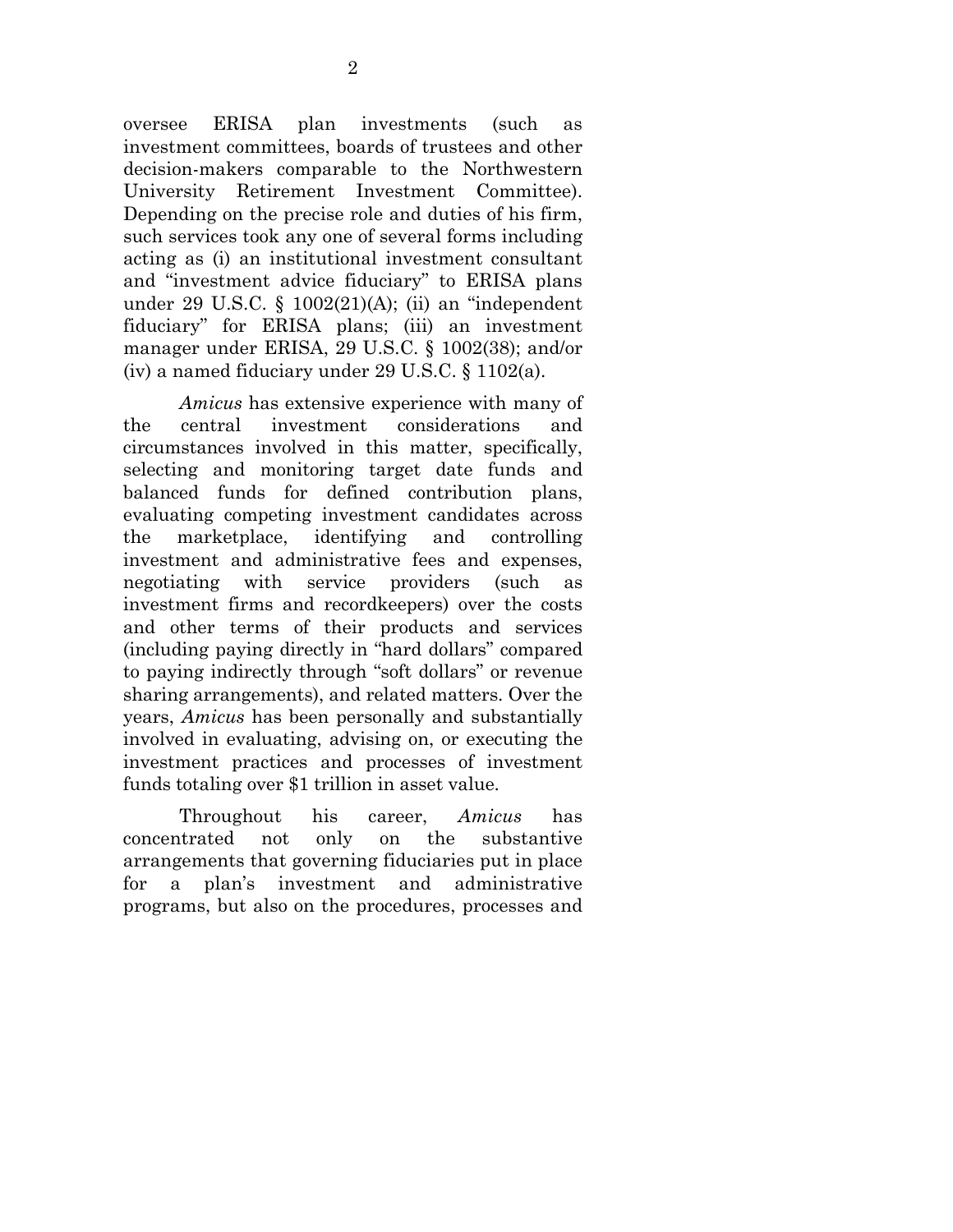oversee ERISA plan investments (such as investment committees, boards of trustees and other decision-makers comparable to the Northwestern University Retirement Investment Committee). Depending on the precise role and duties of his firm, such services took any one of several forms including acting as (i) an institutional investment consultant and "investment advice fiduciary" to ERISA plans under 29 U.S.C. § 1002(21)(A); (ii) an "independent fiduciary" for ERISA plans; (iii) an investment manager under ERISA, 29 U.S.C. § 1002(38); and/or (iv) a named fiduciary under 29 U.S.C. § 1102(a).

*Amicus* has extensive experience with many of the central investment considerations and circumstances involved in this matter, specifically, selecting and monitoring target date funds and balanced funds for defined contribution plans, evaluating competing investment candidates across the marketplace, identifying and controlling investment and administrative fees and expenses, negotiating with service providers (such as investment firms and recordkeepers) over the costs and other terms of their products and services (including paying directly in "hard dollars" compared to paying indirectly through "soft dollars" or revenue sharing arrangements), and related matters. Over the years, *Amicus* has been personally and substantially involved in evaluating, advising on, or executing the investment practices and processes of investment funds totaling over $1 trillion in asset value.

Throughout his career, *Amicus* has concentrated not only on the substantive arrangements that governing fiduciaries put in place for a plan's investment and administrative programs, but also on the procedures, processes and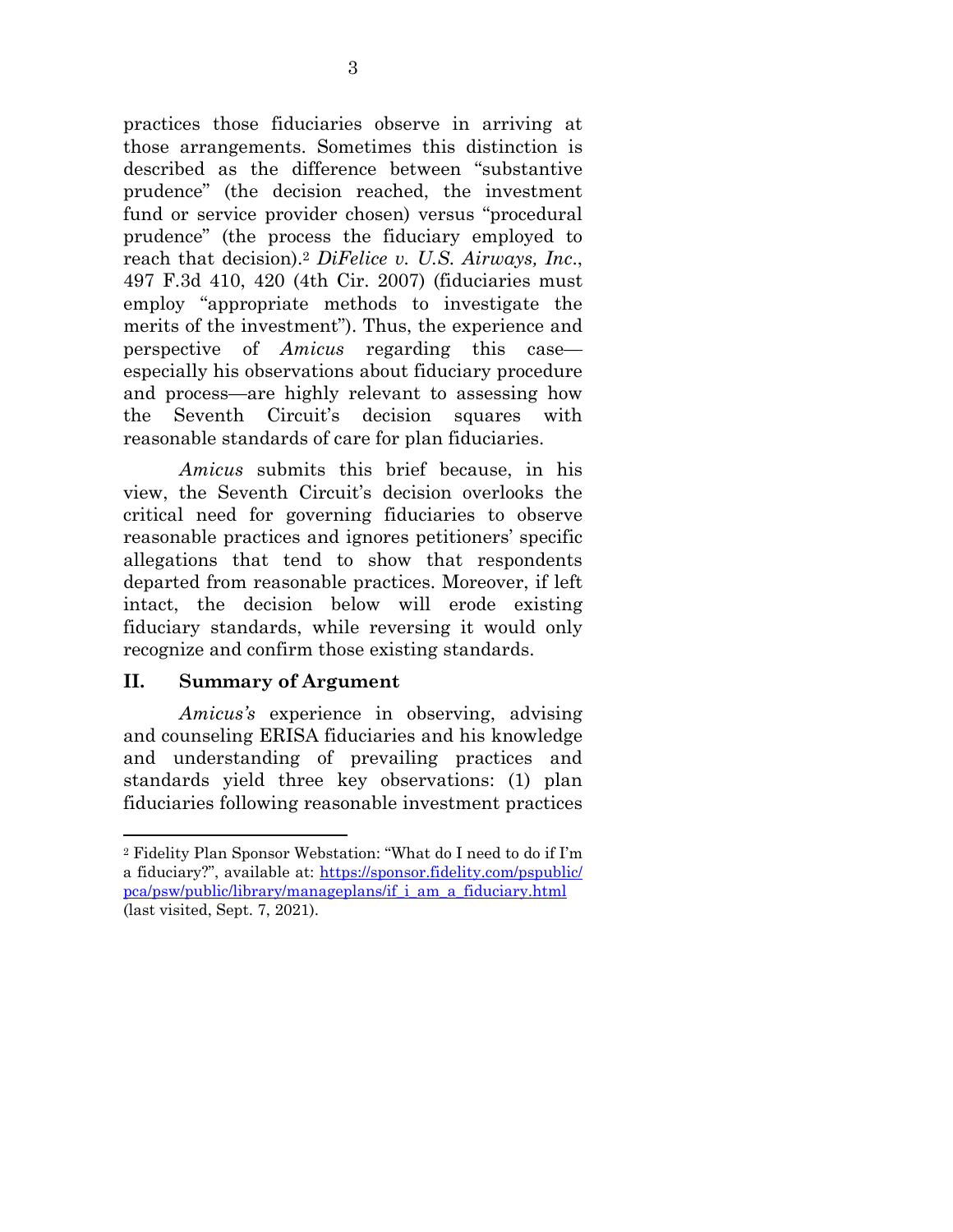practices those fiduciaries observe in arriving at those arrangements. Sometimes this distinction is described as the difference between "substantive prudence" (the decision reached, the investment fund or service provider chosen) versus "procedural prudence" (the process the fiduciary employed to reach that decision).[2] *DiFelice v. U.S. Airways, Inc.*, 497 F.3d 410, 420 (4th Cir. 2007) (fiduciaries must employ "appropriate methods to investigate the merits of the investment"). Thus, the experience and perspective of *Amicus* regarding this case—especially his observations about fiduciary procedure and process—are highly relevant to assessing how the Seventh Circuit's decision squares with reasonable standards of care for plan fiduciaries.

*Amicus* submits this brief because, in his view, the Seventh Circuit's decision overlooks the critical need for governing fiduciaries to observe reasonable practices and ignores petitioners' specific allegations that tend to show that respondents departed from reasonable practices. Moreover, if left intact, the decision below will erode existing fiduciary standards, while reversing it would only recognize and confirm those existing standards.

## II. Summary of Argument

*Amicus's* experience in observing, advising and counseling ERISA fiduciaries and his knowledge and understanding of prevailing practices and standards yield three key observations: (1) plan fiduciaries following reasonable investment practices

---

[2] Fidelity Plan Sponsor Webstation: "What do I need to do if I'm a fiduciary?", available at: https://sponsor.fidelity.com/pspublic/pca/psw/public/library/manageplans/if_i_am_a_fiduciary.html (last visited, Sept. 7, 2021).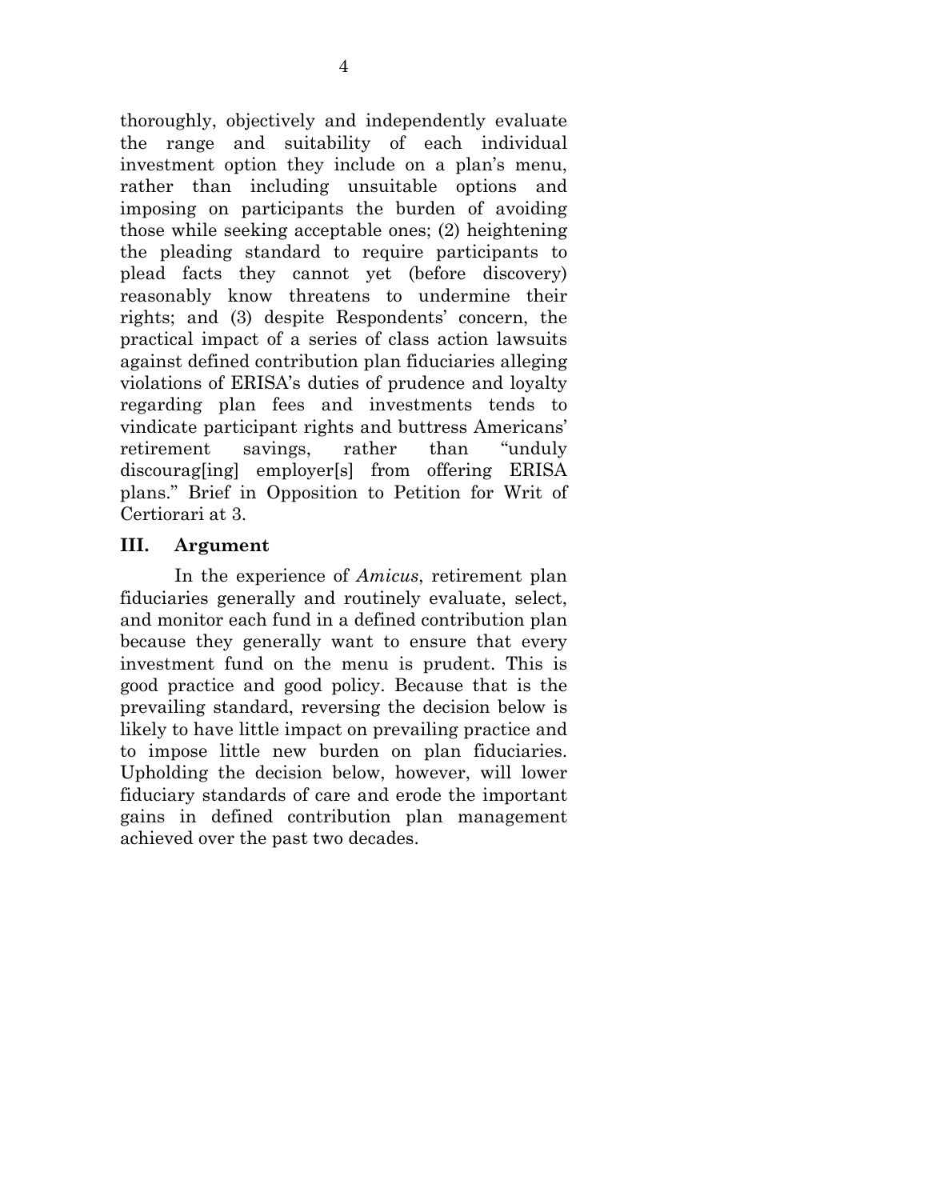thoroughly, objectively and independently evaluate the range and suitability of each individual investment option they include on a plan's menu, rather than including unsuitable options and imposing on participants the burden of avoiding those while seeking acceptable ones; (2) heightening the pleading standard to require participants to plead facts they cannot yet (before discovery) reasonably know threatens to undermine their rights; and (3) despite Respondents' concern, the practical impact of a series of class action lawsuits against defined contribution plan fiduciaries alleging violations of ERISA's duties of prudence and loyalty regarding plan fees and investments tends to vindicate participant rights and buttress Americans' retirement savings, rather than "unduly discourag[ing] employer[s] from offering ERISA plans." Brief in Opposition to Petition for Writ of Certiorari at 3.

## III. Argument

In the experience of *Amicus*, retirement plan fiduciaries generally and routinely evaluate, select, and monitor each fund in a defined contribution plan because they generally want to ensure that every investment fund on the menu is prudent. This is good practice and good policy. Because that is the prevailing standard, reversing the decision below is likely to have little impact on prevailing practice and to impose little new burden on plan fiduciaries. Upholding the decision below, however, will lower fiduciary standards of care and erode the important gains in defined contribution plan management achieved over the past two decades.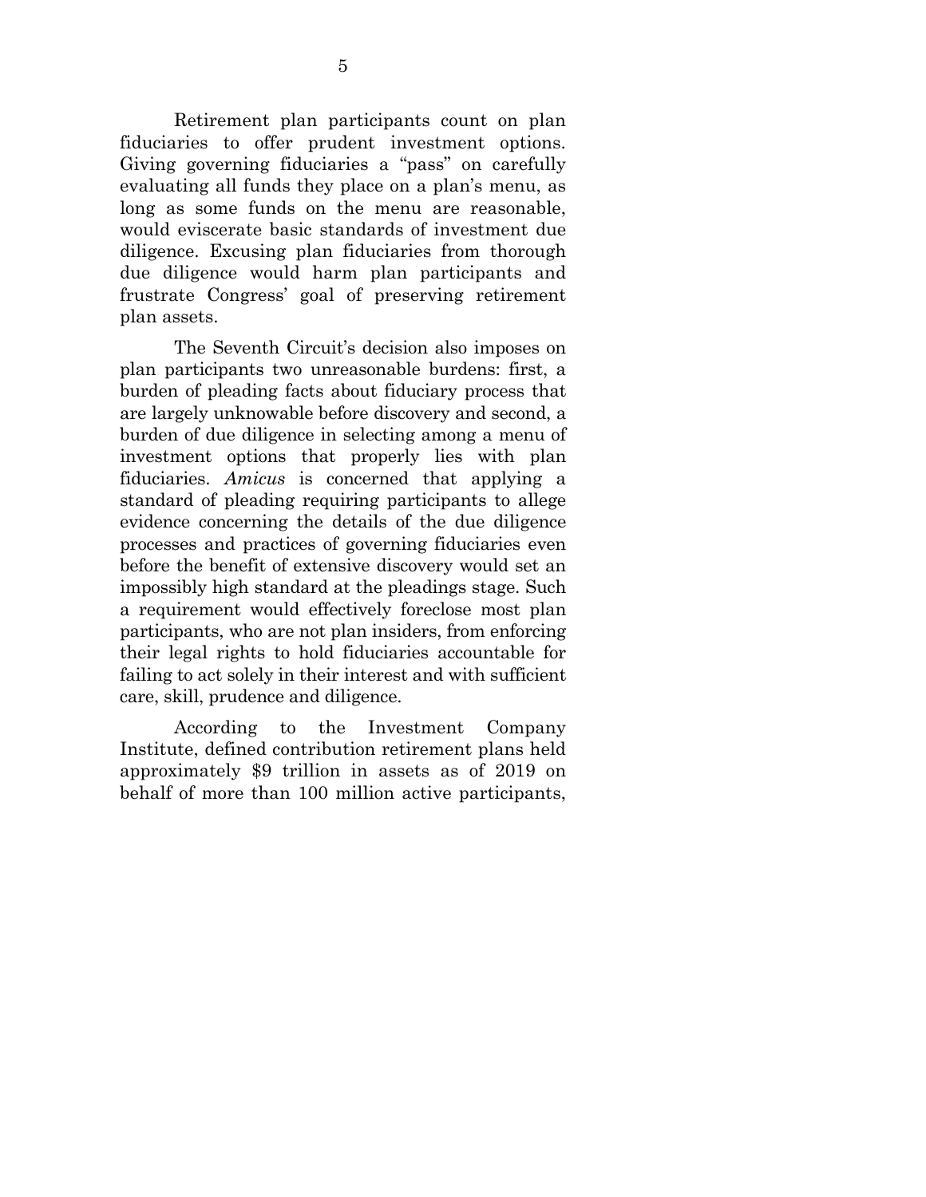Retirement plan participants count on plan fiduciaries to offer prudent investment options. Giving governing fiduciaries a "pass" on carefully evaluating all funds they place on a plan's menu, as long as some funds on the menu are reasonable, would eviscerate basic standards of investment due diligence. Excusing plan fiduciaries from thorough due diligence would harm plan participants and frustrate Congress' goal of preserving retirement plan assets.

The Seventh Circuit's decision also imposes on plan participants two unreasonable burdens: first, a burden of pleading facts about fiduciary process that are largely unknowable before discovery and second, a burden of due diligence in selecting among a menu of investment options that properly lies with plan fiduciaries. *Amicus* is concerned that applying a standard of pleading requiring participants to allege evidence concerning the details of the due diligence processes and practices of governing fiduciaries even before the benefit of extensive discovery would set an impossibly high standard at the pleadings stage. Such a requirement would effectively foreclose most plan participants, who are not plan insiders, from enforcing their legal rights to hold fiduciaries accountable for failing to act solely in their interest and with sufficient care, skill, prudence and diligence.

According to the Investment Company Institute, defined contribution retirement plans held approximately $9 trillion in assets as of 2019 on behalf of more than 100 million active participants,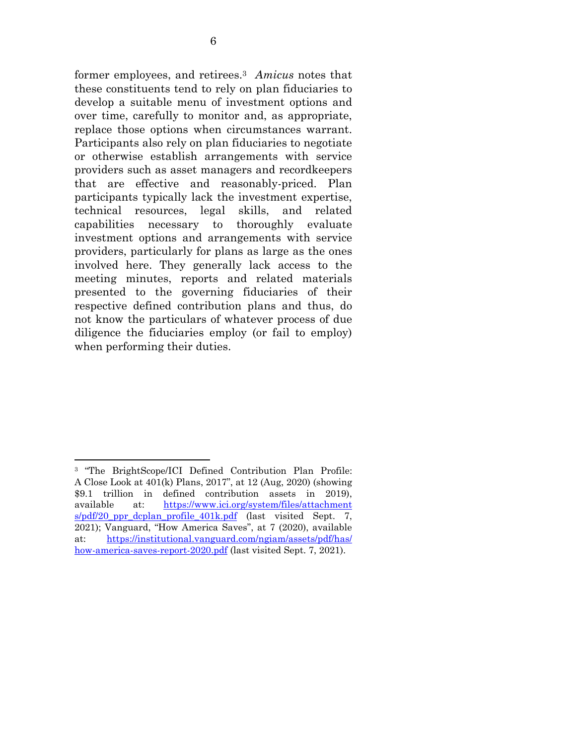former employees, and retirees.[3] *Amicus* notes that these constituents tend to rely on plan fiduciaries to develop a suitable menu of investment options and over time, carefully to monitor and, as appropriate, replace those options when circumstances warrant. Participants also rely on plan fiduciaries to negotiate or otherwise establish arrangements with service providers such as asset managers and recordkeepers that are effective and reasonably-priced. Plan participants typically lack the investment expertise, technical resources, legal skills, and related capabilities necessary to thoroughly evaluate investment options and arrangements with service providers, particularly for plans as large as the ones involved here. They generally lack access to the meeting minutes, reports and related materials presented to the governing fiduciaries of their respective defined contribution plans and thus, do not know the particulars of whatever process of due diligence the fiduciaries employ (or fail to employ) when performing their duties.

---

[3] "The BrightScope/ICI Defined Contribution Plan Profile: A Close Look at 401(k) Plans, 2017", at 12 (Aug, 2020) (showing $9.1 trillion in defined contribution assets in 2019), available at: https://www.ici.org/system/files/attachments/pdf/20_ppr_dcplan_profile_401k.pdf (last visited Sept. 7, 2021); Vanguard, "How America Saves", at 7 (2020), available at: https://institutional.vanguard.com/ngiam/assets/pdf/has/how-america-saves-report-2020.pdf (last visited Sept. 7, 2021).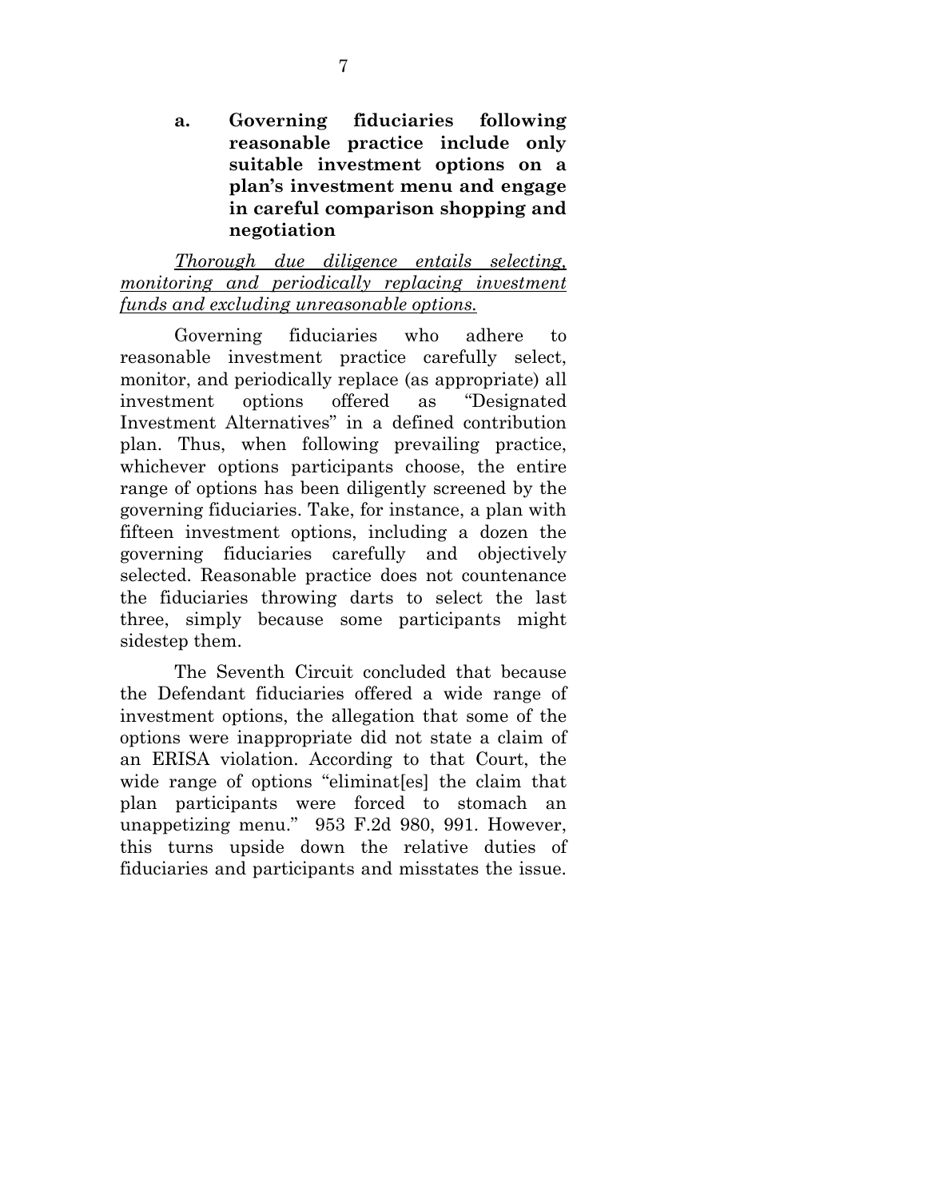**a. Governing fiduciaries following reasonable practice include only suitable investment options on a plan's investment menu and engage in careful comparison shopping and negotiation**

*Thorough due diligence entails selecting, monitoring and periodically replacing investment funds and excluding unreasonable options.*

Governing fiduciaries who adhere to reasonable investment practice carefully select, monitor, and periodically replace (as appropriate) all investment options offered as "Designated Investment Alternatives" in a defined contribution plan. Thus, when following prevailing practice, whichever options participants choose, the entire range of options has been diligently screened by the governing fiduciaries. Take, for instance, a plan with fifteen investment options, including a dozen the governing fiduciaries carefully and objectively selected. Reasonable practice does not countenance the fiduciaries throwing darts to select the last three, simply because some participants might sidestep them.

The Seventh Circuit concluded that because the Defendant fiduciaries offered a wide range of investment options, the allegation that some of the options were inappropriate did not state a claim of an ERISA violation. According to that Court, the wide range of options "eliminat[es] the claim that plan participants were forced to stomach an unappetizing menu." 953 F.2d 980, 991. However, this turns upside down the relative duties of fiduciaries and participants and misstates the issue.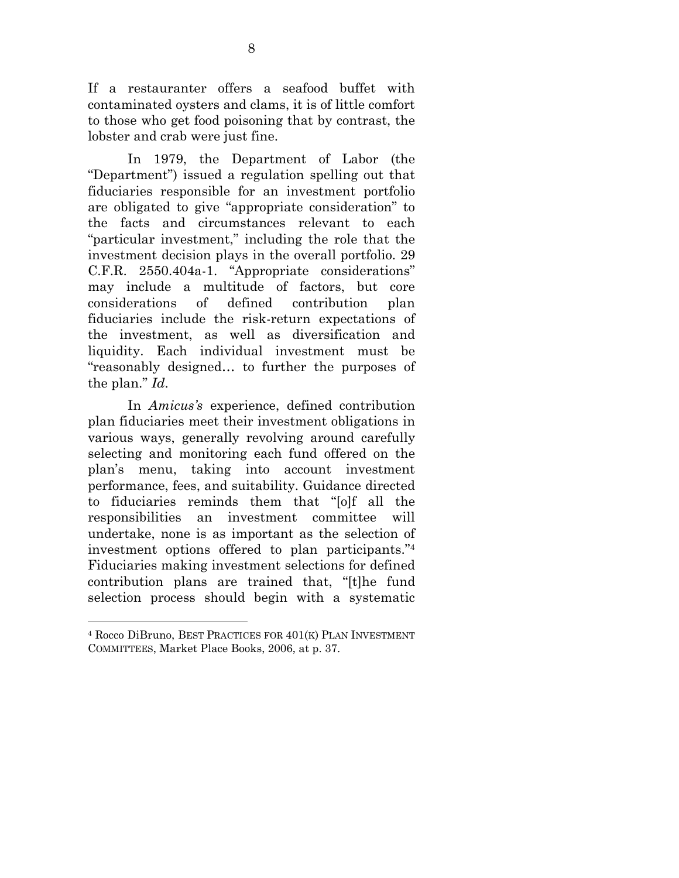If a restauranter offers a seafood buffet with contaminated oysters and clams, it is of little comfort to those who get food poisoning that by contrast, the lobster and crab were just fine.

In 1979, the Department of Labor (the "Department") issued a regulation spelling out that fiduciaries responsible for an investment portfolio are obligated to give "appropriate consideration" to the facts and circumstances relevant to each "particular investment," including the role that the investment decision plays in the overall portfolio. 29 C.F.R. 2550.404a-1. "Appropriate considerations" may include a multitude of factors, but core considerations of defined contribution plan fiduciaries include the risk-return expectations of the investment, as well as diversification and liquidity. Each individual investment must be "reasonably designed… to further the purposes of the plan." *Id*.

In *Amicus's* experience, defined contribution plan fiduciaries meet their investment obligations in various ways, generally revolving around carefully selecting and monitoring each fund offered on the plan's menu, taking into account investment performance, fees, and suitability. Guidance directed to fiduciaries reminds them that "[o]f all the responsibilities an investment committee will undertake, none is as important as the selection of investment options offered to plan participants."[4] Fiduciaries making investment selections for defined contribution plans are trained that, "[t]he fund selection process should begin with a systematic

---

[4] Rocco DiBruno, BEST PRACTICES FOR 401(K) PLAN INVESTMENT COMMITTEES, Market Place Books, 2006, at p. 37.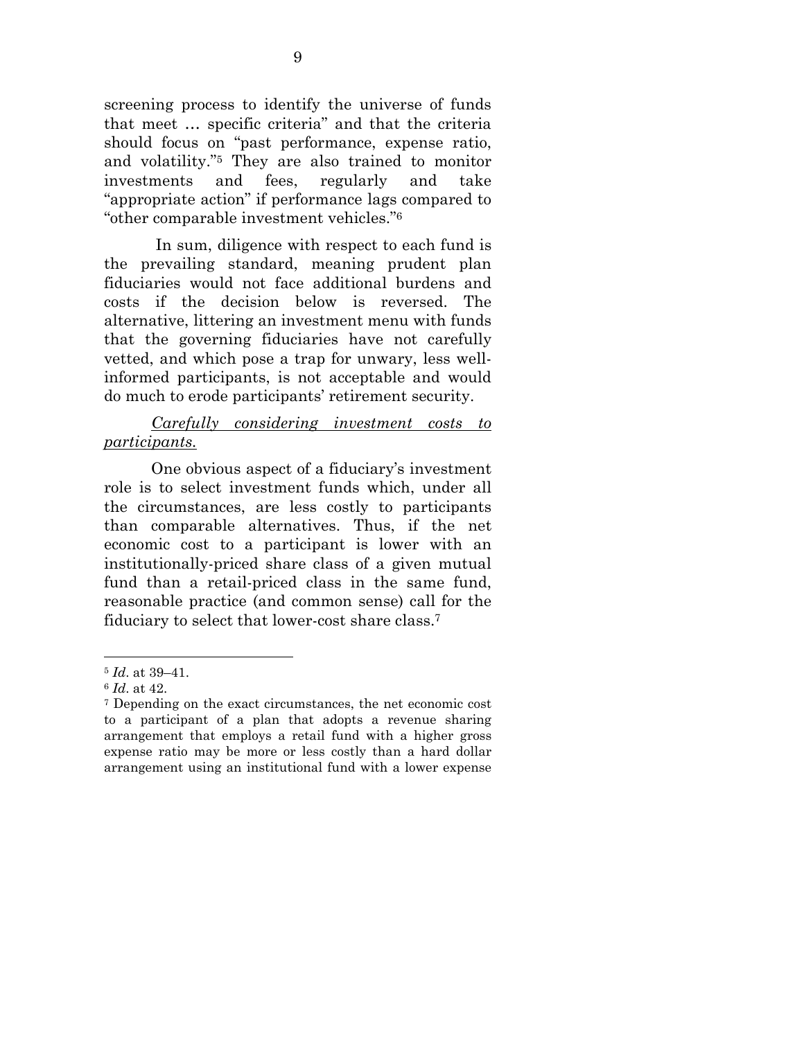screening process to identify the universe of funds that meet … specific criteria" and that the criteria should focus on "past performance, expense ratio, and volatility."[5] They are also trained to monitor investments and fees, regularly and take "appropriate action" if performance lags compared to "other comparable investment vehicles."[6]

In sum, diligence with respect to each fund is the prevailing standard, meaning prudent plan fiduciaries would not face additional burdens and costs if the decision below is reversed. The alternative, littering an investment menu with funds that the governing fiduciaries have not carefully vetted, and which pose a trap for unwary, less well-informed participants, is not acceptable and would do much to erode participants' retirement security.

*Carefully considering investment costs to participants.*

One obvious aspect of a fiduciary's investment role is to select investment funds which, under all the circumstances, are less costly to participants than comparable alternatives. Thus, if the net economic cost to a participant is lower with an institutionally-priced share class of a given mutual fund than a retail-priced class in the same fund, reasonable practice (and common sense) call for the fiduciary to select that lower-cost share class.[7]

---

[5] *Id*. at 39–41.

[6] *Id*. at 42.

[7] Depending on the exact circumstances, the net economic cost to a participant of a plan that adopts a revenue sharing arrangement that employs a retail fund with a higher gross expense ratio may be more or less costly than a hard dollar arrangement using an institutional fund with a lower expense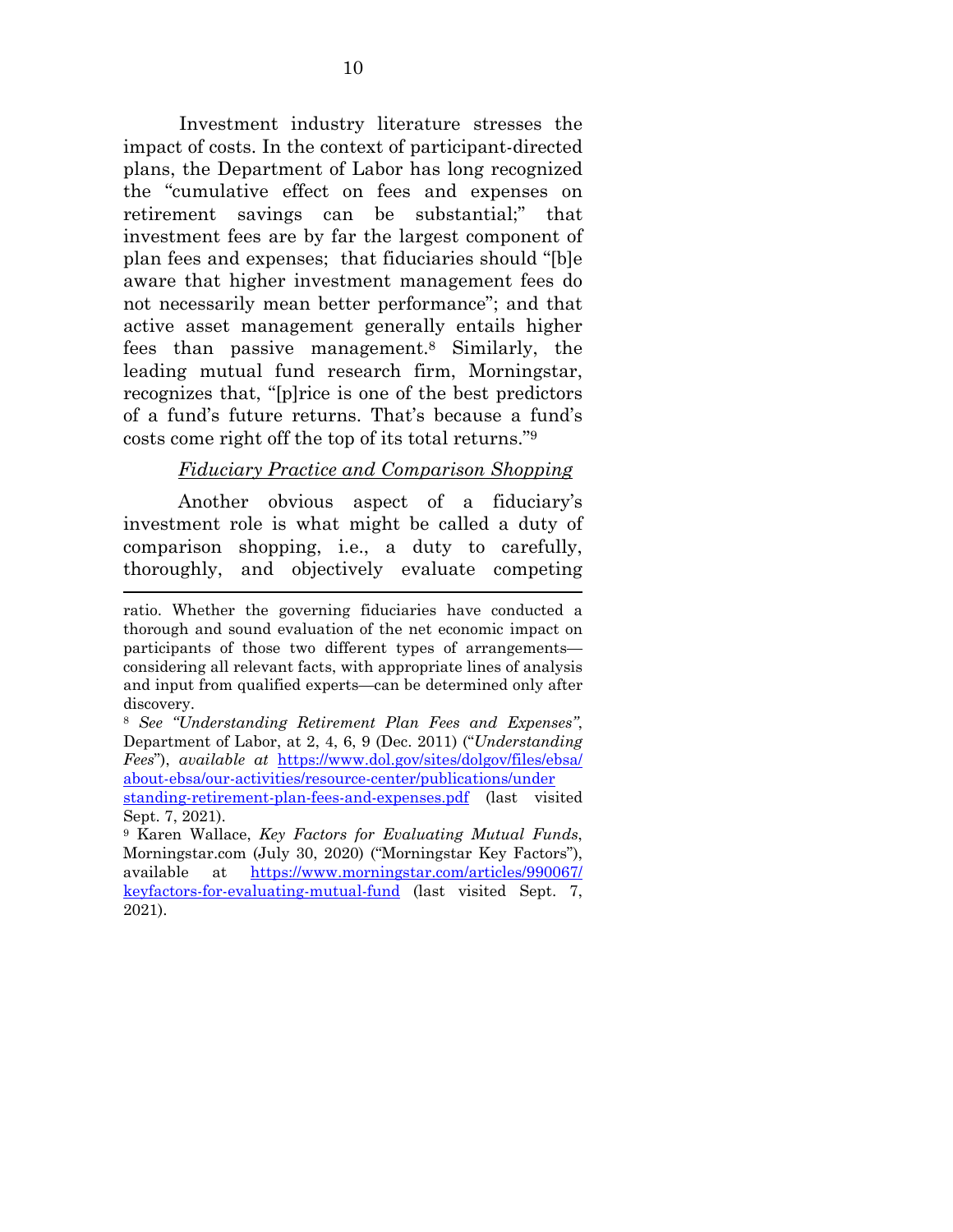Investment industry literature stresses the impact of costs. In the context of participant-directed plans, the Department of Labor has long recognized the "cumulative effect on fees and expenses on retirement savings can be substantial;" that investment fees are by far the largest component of plan fees and expenses; that fiduciaries should "[b]e aware that higher investment management fees do not necessarily mean better performance"; and that active asset management generally entails higher fees than passive management.[8] Similarly, the leading mutual fund research firm, Morningstar, recognizes that, "[p]rice is one of the best predictors of a fund's future returns. That's because a fund's costs come right off the top of its total returns."[9]

*Fiduciary Practice and Comparison Shopping*

Another obvious aspect of a fiduciary's investment role is what might be called a duty of comparison shopping, i.e., a duty to carefully, thoroughly, and objectively evaluate competing

---

ratio. Whether the governing fiduciaries have conducted a thorough and sound evaluation of the net economic impact on participants of those two different types of arrangements—considering all relevant facts, with appropriate lines of analysis and input from qualified experts—can be determined only after discovery.

[8] *See "Understanding Retirement Plan Fees and Expenses"*, Department of Labor, at 2, 4, 6, 9 (Dec. 2011) ("*Understanding Fees*"), *available at* https://www.dol.gov/sites/dolgov/files/ebsa/about-ebsa/our-activities/resource-center/publications/understanding-retirement-plan-fees-and-expenses.pdf (last visited Sept. 7, 2021).

[9] Karen Wallace, *Key Factors for Evaluating Mutual Funds*, Morningstar.com (July 30, 2020) ("Morningstar Key Factors"), available at https://www.morningstar.com/articles/990067/keyfactors-for-evaluating-mutual-fund (last visited Sept. 7, 2021).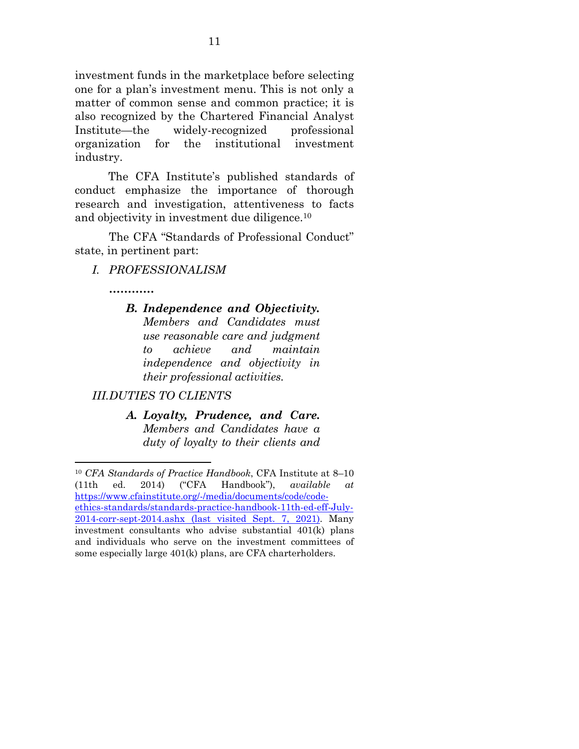investment funds in the marketplace before selecting one for a plan's investment menu. This is not only a matter of common sense and common practice; it is also recognized by the Chartered Financial Analyst Institute—the widely-recognized professional organization for the institutional investment industry.

The CFA Institute's published standards of conduct emphasize the importance of thorough research and investigation, attentiveness to facts and objectivity in investment due diligence.[10]

The CFA "Standards of Professional Conduct" state, in pertinent part:

> *I. PROFESSIONALISM*
>
> *…………*
>
> ***B. Independence and Objectivity.*** *Members and Candidates must use reasonable care and judgment to achieve and maintain independence and objectivity in their professional activities.*
>
> *III. DUTIES TO CLIENTS*
>
> ***A. Loyalty, Prudence, and Care.*** *Members and Candidates have a duty of loyalty to their clients and*

---

[10] *CFA Standards of Practice Handbook*, CFA Institute at 8–10 (11th ed. 2014) ("CFA Handbook"), *available at* https://www.cfainstitute.org/-/media/documents/code/code-ethics-standards/standards-practice-handbook-11th-ed-eff-July-2014-corr-sept-2014.ashx (last visited Sept. 7, 2021). Many investment consultants who advise substantial 401(k) plans and individuals who serve on the investment committees of some especially large 401(k) plans, are CFA charterholders.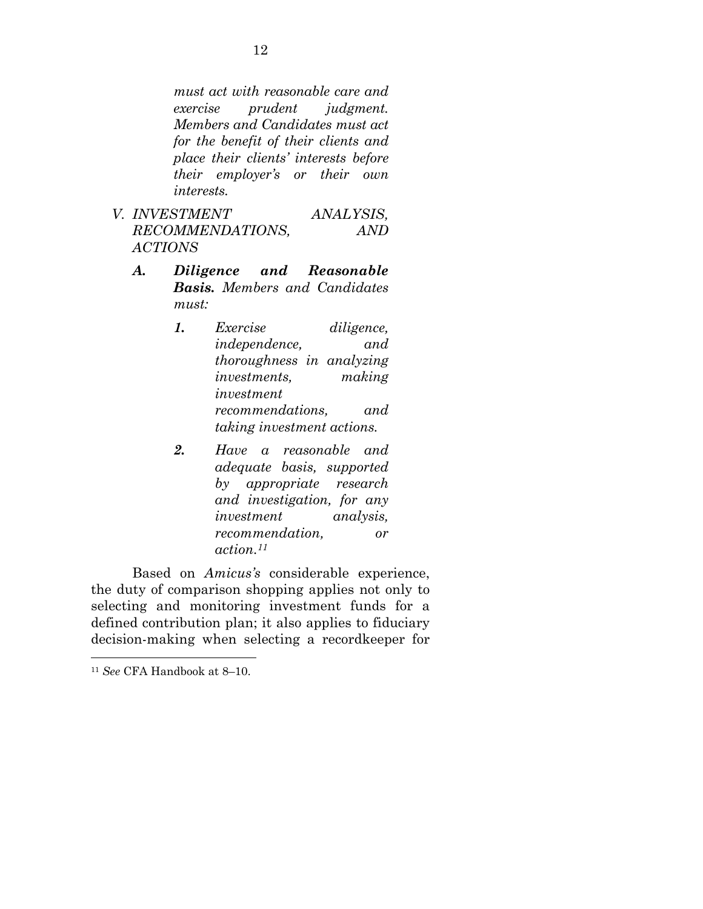*must act with reasonable care and exercise prudent judgment. Members and Candidates must act for the benefit of their clients and place their clients' interests before their employer's or their own interests.*

*V. INVESTMENT ANALYSIS, RECOMMENDATIONS, AND ACTIONS*

> ***A. Diligence and Reasonable Basis.*** *Members and Candidates must:*
>
> > ***1.*** *Exercise diligence, independence, and thoroughness in analyzing investments, making investment recommendations, and taking investment actions.*
> >
> > ***2.*** *Have a reasonable and adequate basis, supported by appropriate research and investigation, for any investment analysis, recommendation, or action.*[11]

Based on *Amicus's* considerable experience, the duty of comparison shopping applies not only to selecting and monitoring investment funds for a defined contribution plan; it also applies to fiduciary decision-making when selecting a recordkeeper for

---

[11] *See* CFA Handbook at 8–10.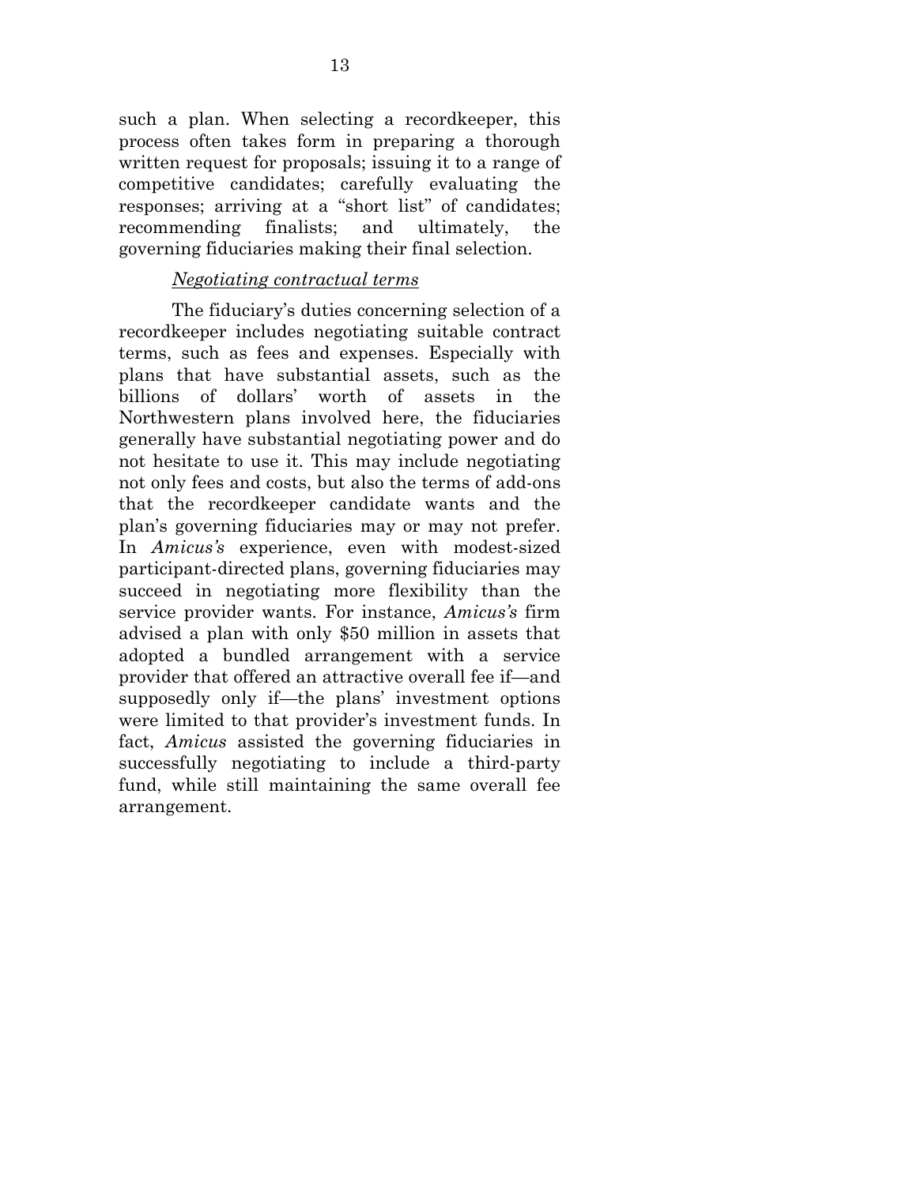such a plan. When selecting a recordkeeper, this process often takes form in preparing a thorough written request for proposals; issuing it to a range of competitive candidates; carefully evaluating the responses; arriving at a "short list" of candidates; recommending finalists; and ultimately, the governing fiduciaries making their final selection.

*Negotiating contractual terms*

The fiduciary's duties concerning selection of a recordkeeper includes negotiating suitable contract terms, such as fees and expenses. Especially with plans that have substantial assets, such as the billions of dollars' worth of assets in the Northwestern plans involved here, the fiduciaries generally have substantial negotiating power and do not hesitate to use it. This may include negotiating not only fees and costs, but also the terms of add-ons that the recordkeeper candidate wants and the plan's governing fiduciaries may or may not prefer. In *Amicus's* experience, even with modest-sized participant-directed plans, governing fiduciaries may succeed in negotiating more flexibility than the service provider wants. For instance, *Amicus's* firm advised a plan with only $50 million in assets that adopted a bundled arrangement with a service provider that offered an attractive overall fee if—and supposedly only if—the plans' investment options were limited to that provider's investment funds. In fact, *Amicus* assisted the governing fiduciaries in successfully negotiating to include a third-party fund, while still maintaining the same overall fee arrangement.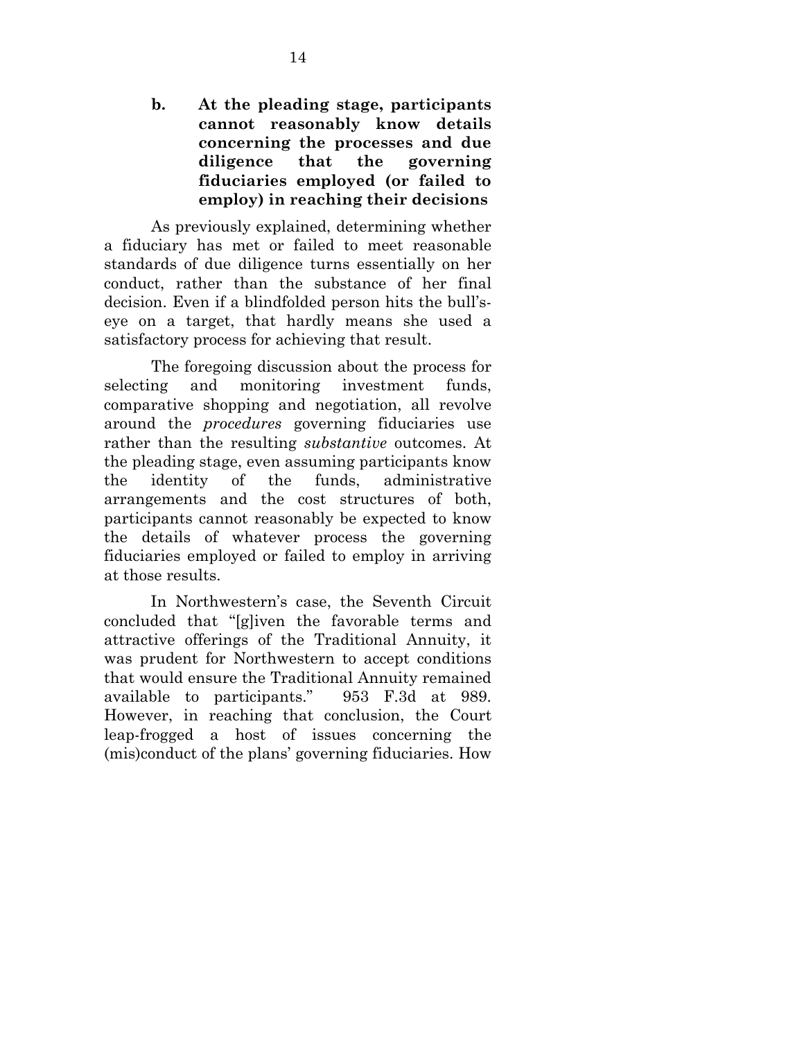### b. At the pleading stage, participants cannot reasonably know details concerning the processes and due diligence that the governing fiduciaries employed (or failed to employ) in reaching their decisions

As previously explained, determining whether a fiduciary has met or failed to meet reasonable standards of due diligence turns essentially on her conduct, rather than the substance of her final decision. Even if a blindfolded person hits the bull's-eye on a target, that hardly means she used a satisfactory process for achieving that result.

The foregoing discussion about the process for selecting and monitoring investment funds, comparative shopping and negotiation, all revolve around the *procedures* governing fiduciaries use rather than the resulting *substantive* outcomes. At the pleading stage, even assuming participants know the identity of the funds, administrative arrangements and the cost structures of both, participants cannot reasonably be expected to know the details of whatever process the governing fiduciaries employed or failed to employ in arriving at those results.

In Northwestern's case, the Seventh Circuit concluded that "[g]iven the favorable terms and attractive offerings of the Traditional Annuity, it was prudent for Northwestern to accept conditions that would ensure the Traditional Annuity remained available to participants." 953 F.3d at 989. However, in reaching that conclusion, the Court leap-frogged a host of issues concerning the (mis)conduct of the plans' governing fiduciaries. How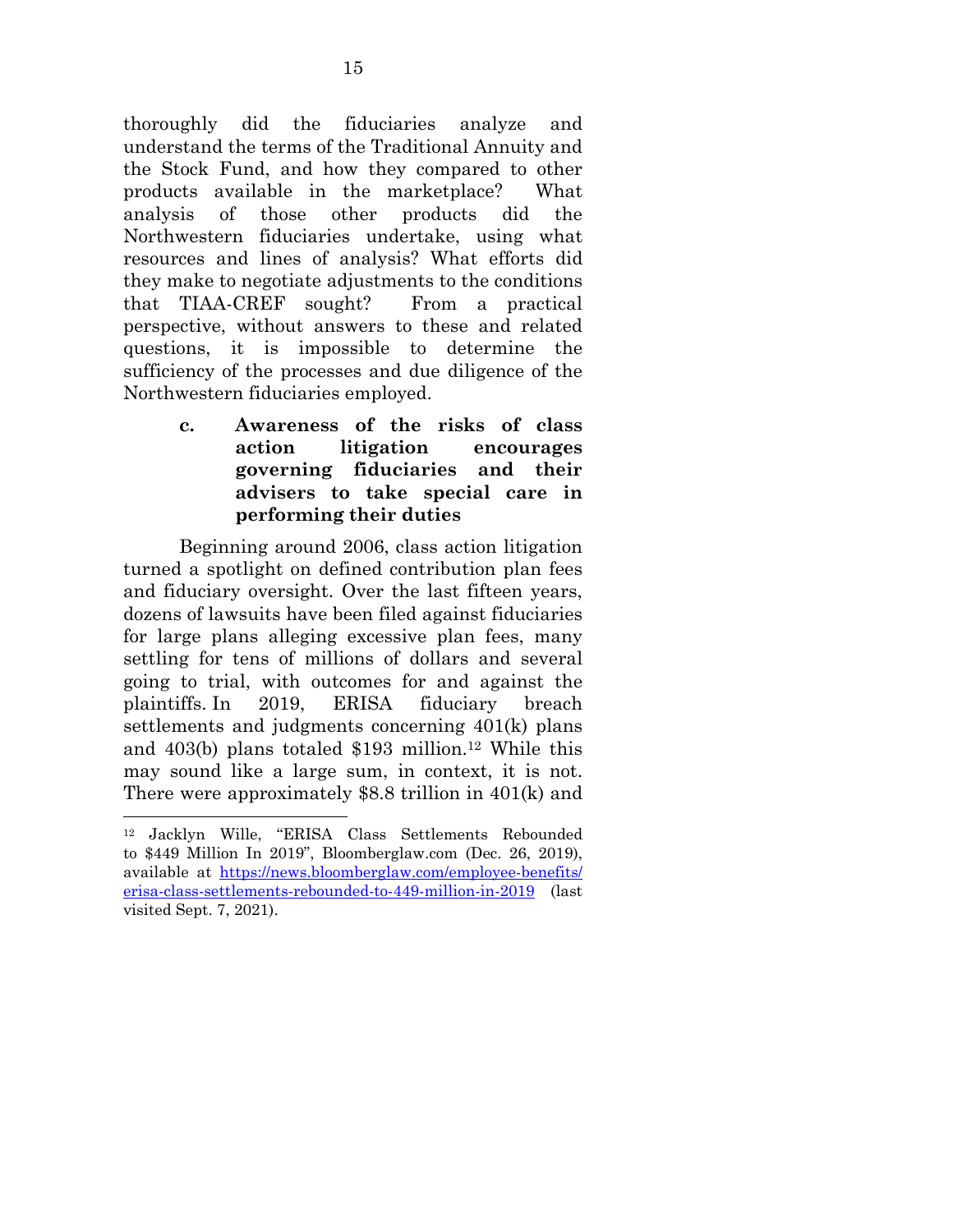thoroughly did the fiduciaries analyze and understand the terms of the Traditional Annuity and the Stock Fund, and how they compared to other products available in the marketplace? What analysis of those other products did the Northwestern fiduciaries undertake, using what resources and lines of analysis? What efforts did they make to negotiate adjustments to the conditions that TIAA-CREF sought? From a practical perspective, without answers to these and related questions, it is impossible to determine the sufficiency of the processes and due diligence of the Northwestern fiduciaries employed.

#### c. Awareness of the risks of class action litigation encourages governing fiduciaries and their advisers to take special care in performing their duties

Beginning around 2006, class action litigation turned a spotlight on defined contribution plan fees and fiduciary oversight. Over the last fifteen years, dozens of lawsuits have been filed against fiduciaries for large plans alleging excessive plan fees, many settling for tens of millions of dollars and several going to trial, with outcomes for and against the plaintiffs. In 2019, ERISA fiduciary breach settlements and judgments concerning 401(k) plans and 403(b) plans totaled $193 million.[12] While this may sound like a large sum, in context, it is not. There were approximately $8.8 trillion in 401(k) and

---

[12] Jacklyn Wille, "ERISA Class Settlements Rebounded to $449 Million In 2019", Bloomberglaw.com (Dec. 26, 2019), available at https://news.bloomberglaw.com/employee-benefits/erisa-class-settlements-rebounded-to-449-million-in-2019 (last visited Sept. 7, 2021).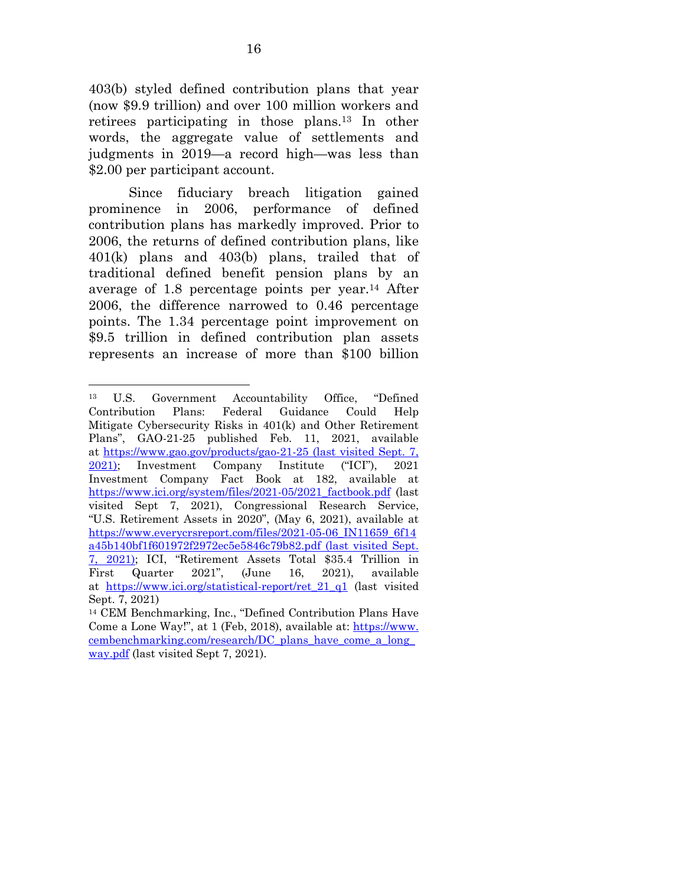403(b) styled defined contribution plans that year (now $9.9 trillion) and over 100 million workers and retirees participating in those plans.[13] In other words, the aggregate value of settlements and judgments in 2019—a record high—was less than $2.00 per participant account.

Since fiduciary breach litigation gained prominence in 2006, performance of defined contribution plans has markedly improved. Prior to 2006, the returns of defined contribution plans, like 401(k) plans and 403(b) plans, trailed that of traditional defined benefit pension plans by an average of 1.8 percentage points per year.[14] After 2006, the difference narrowed to 0.46 percentage points. The 1.34 percentage point improvement on $9.5 trillion in defined contribution plan assets represents an increase of more than $100 billion

---

[13] U.S. Government Accountability Office, "Defined Contribution Plans: Federal Guidance Could Help Mitigate Cybersecurity Risks in 401(k) and Other Retirement Plans", GAO-21-25 published Feb. 11, 2021, available at https://www.gao.gov/products/gao-21-25 (last visited Sept. 7, 2021); Investment Company Institute ("ICI"), 2021 Investment Company Fact Book at 182, available at https://www.ici.org/system/files/2021-05/2021_factbook.pdf (last visited Sept 7, 2021), Congressional Research Service, "U.S. Retirement Assets in 2020", (May 6, 2021), available at https://www.everycrsreport.com/files/2021-05-06_IN11659_6f14a45b140bf1f601972f2972ec5e5846c79b82.pdf (last visited Sept. 7, 2021); ICI, "Retirement Assets Total $35.4 Trillion in First Quarter 2021", (June 16, 2021), available at https://www.ici.org/statistical-report/ret_21_q1 (last visited Sept. 7, 2021)

[14] CEM Benchmarking, Inc., "Defined Contribution Plans Have Come a Lone Way!", at 1 (Feb, 2018), available at: https://www.cembenchmarking.com/research/DC_plans_have_come_a_long_way.pdf (last visited Sept 7, 2021).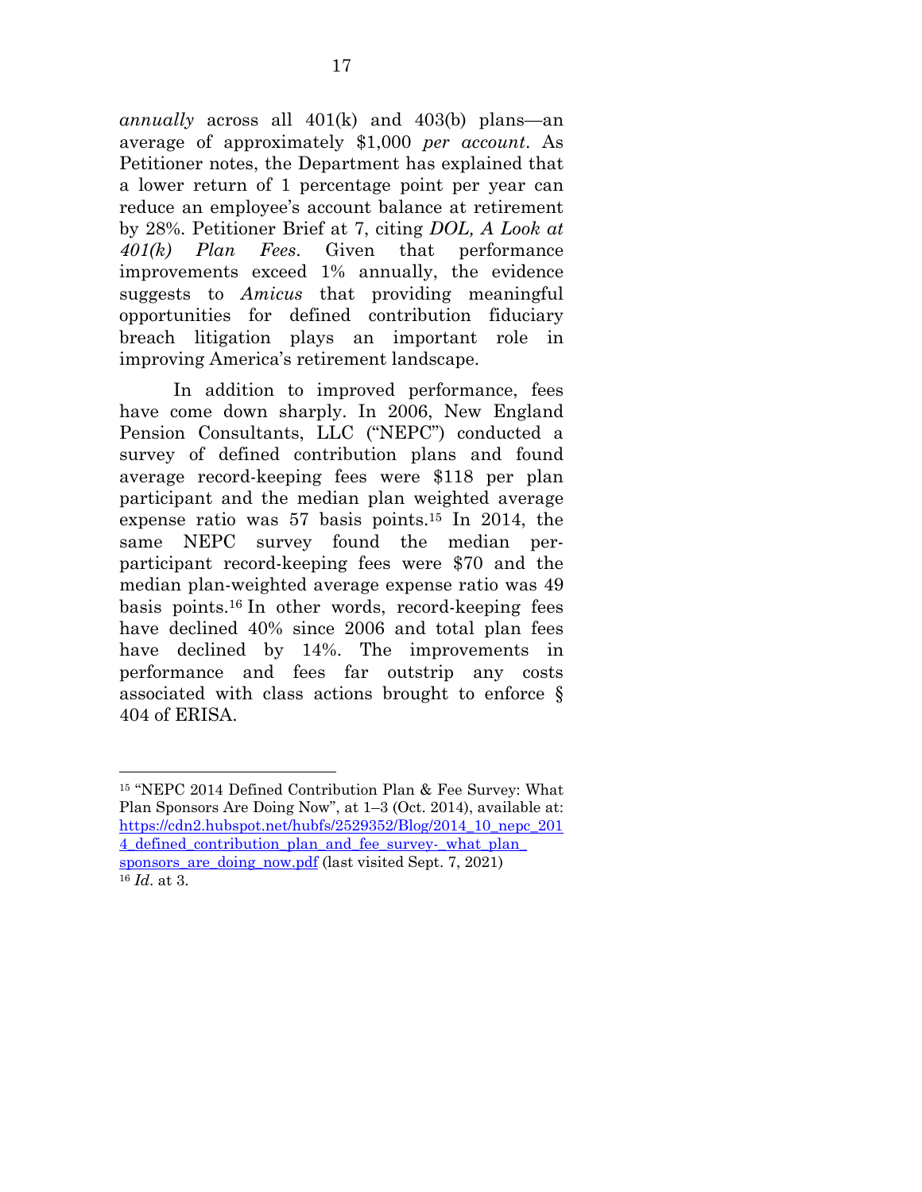*annually* across all 401(k) and 403(b) plans—an average of approximately $1,000 *per account*. As Petitioner notes, the Department has explained that a lower return of 1 percentage point per year can reduce an employee's account balance at retirement by 28%. Petitioner Brief at 7, citing *DOL, A Look at 401(k) Plan Fees*. Given that performance improvements exceed 1% annually, the evidence suggests to *Amicus* that providing meaningful opportunities for defined contribution fiduciary breach litigation plays an important role in improving America's retirement landscape.

In addition to improved performance, fees have come down sharply. In 2006, New England Pension Consultants, LLC ("NEPC") conducted a survey of defined contribution plans and found average record-keeping fees were $118 per plan participant and the median plan weighted average expense ratio was 57 basis points.[15] In 2014, the same NEPC survey found the median per-participant record-keeping fees were $70 and the median plan-weighted average expense ratio was 49 basis points.[16] In other words, record-keeping fees have declined 40% since 2006 and total plan fees have declined by 14%. The improvements in performance and fees far outstrip any costs associated with class actions brought to enforce § 404 of ERISA.

---

[15] "NEPC 2014 Defined Contribution Plan & Fee Survey: What Plan Sponsors Are Doing Now", at 1–3 (Oct. 2014), available at: https://cdn2.hubspot.net/hubfs/2529352/Blog/2014_10_nepc_2014_defined_contribution_plan_and_fee_survey-_what_plan_sponsors_are_doing_now.pdf (last visited Sept. 7, 2021)

[16] *Id.* at 3.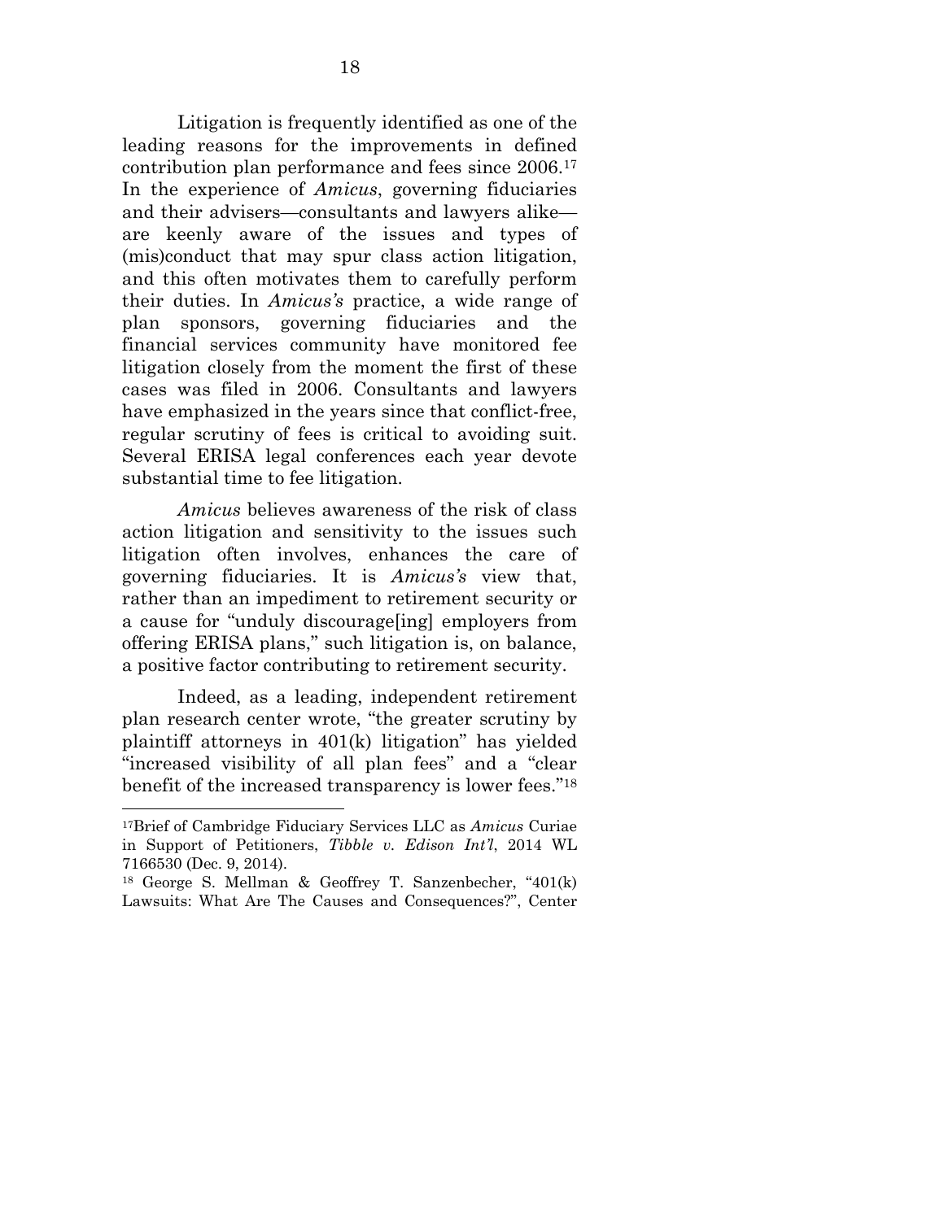Litigation is frequently identified as one of the leading reasons for the improvements in defined contribution plan performance and fees since 2006.[17] In the experience of *Amicus*, governing fiduciaries and their advisers—consultants and lawyers alike—are keenly aware of the issues and types of (mis)conduct that may spur class action litigation, and this often motivates them to carefully perform their duties. In *Amicus's* practice, a wide range of plan sponsors, governing fiduciaries and the financial services community have monitored fee litigation closely from the moment the first of these cases was filed in 2006. Consultants and lawyers have emphasized in the years since that conflict-free, regular scrutiny of fees is critical to avoiding suit. Several ERISA legal conferences each year devote substantial time to fee litigation.

*Amicus* believes awareness of the risk of class action litigation and sensitivity to the issues such litigation often involves, enhances the care of governing fiduciaries. It is *Amicus's* view that, rather than an impediment to retirement security or a cause for "unduly discourage[ing] employers from offering ERISA plans," such litigation is, on balance, a positive factor contributing to retirement security.

Indeed, as a leading, independent retirement plan research center wrote, "the greater scrutiny by plaintiff attorneys in 401(k) litigation" has yielded "increased visibility of all plan fees" and a "clear benefit of the increased transparency is lower fees."[18]

---

[17] Brief of Cambridge Fiduciary Services LLC as *Amicus* Curiae in Support of Petitioners, *Tibble v. Edison Int'l*, 2014 WL 7166530 (Dec. 9, 2014).

[18] George S. Mellman & Geoffrey T. Sanzenbecher, "401(k) Lawsuits: What Are The Causes and Consequences?", Center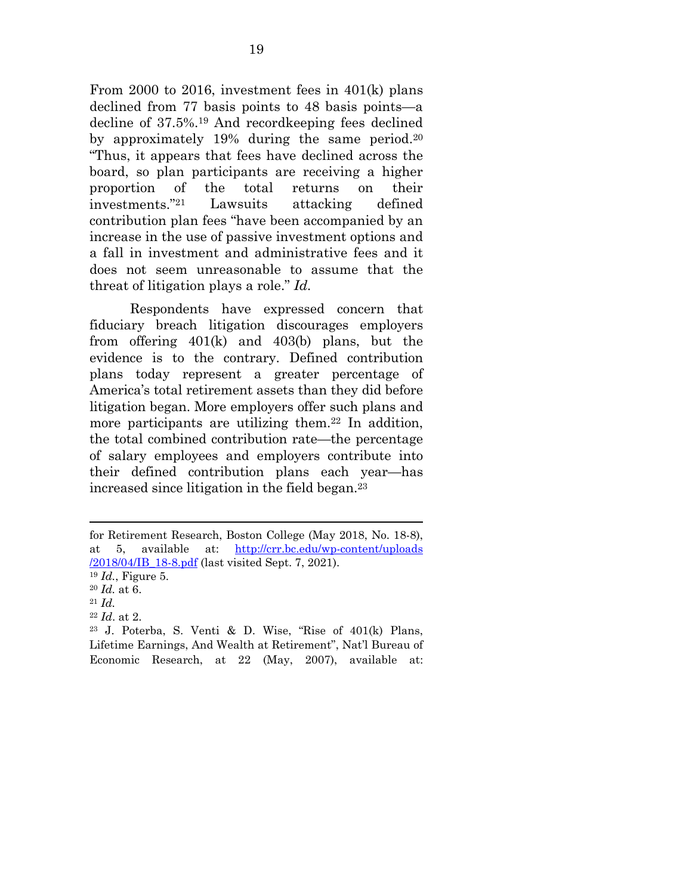From 2000 to 2016, investment fees in 401(k) plans declined from 77 basis points to 48 basis points—a decline of 37.5%.[19] And recordkeeping fees declined by approximately 19% during the same period.[20] "Thus, it appears that fees have declined across the board, so plan participants are receiving a higher proportion of the total returns on their investments."[21] Lawsuits attacking defined contribution plan fees "have been accompanied by an increase in the use of passive investment options and a fall in investment and administrative fees and it does not seem unreasonable to assume that the threat of litigation plays a role." *Id.*

Respondents have expressed concern that fiduciary breach litigation discourages employers from offering 401(k) and 403(b) plans, but the evidence is to the contrary. Defined contribution plans today represent a greater percentage of America's total retirement assets than they did before litigation began. More employers offer such plans and more participants are utilizing them.[22] In addition, the total combined contribution rate—the percentage of salary employees and employers contribute into their defined contribution plans each year—has increased since litigation in the field began.[23]

---

for Retirement Research, Boston College (May 2018, No. 18-8), at 5, available at: http://crr.bc.edu/wp-content/uploads/2018/04/IB_18-8.pdf (last visited Sept. 7, 2021).

[19] *Id.*, Figure 5.

[20] *Id.* at 6.

[21] *Id.*

[22] *Id*. at 2.

[23] J. Poterba, S. Venti & D. Wise, "Rise of 401(k) Plans, Lifetime Earnings, And Wealth at Retirement", Nat'l Bureau of Economic Research, at 22 (May, 2007), available at: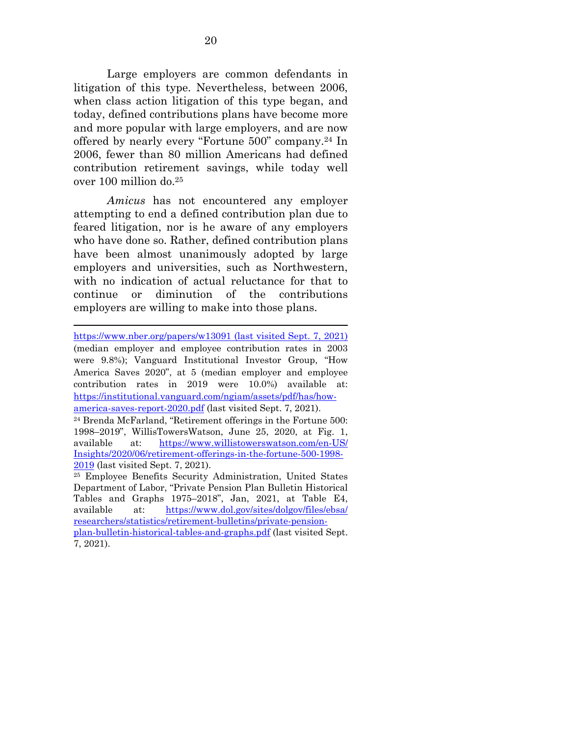Large employers are common defendants in litigation of this type. Nevertheless, between 2006, when class action litigation of this type began, and today, defined contributions plans have become more and more popular with large employers, and are now offered by nearly every "Fortune 500" company.[24] In 2006, fewer than 80 million Americans had defined contribution retirement savings, while today well over 100 million do.[25]

*Amicus* has not encountered any employer attempting to end a defined contribution plan due to feared litigation, nor is he aware of any employers who have done so. Rather, defined contribution plans have been almost unanimously adopted by large employers and universities, such as Northwestern, with no indication of actual reluctance for that to continue or diminution of the contributions employers are willing to make into those plans.

---

https://www.nber.org/papers/w13091 (last visited Sept. 7, 2021) (median employer and employee contribution rates in 2003 were 9.8%); Vanguard Institutional Investor Group, "How America Saves 2020", at 5 (median employer and employee contribution rates in 2019 were 10.0%) available at: https://institutional.vanguard.com/ngiam/assets/pdf/has/how-america-saves-report-2020.pdf (last visited Sept. 7, 2021).

[24] Brenda McFarland, "Retirement offerings in the Fortune 500: 1998–2019", WillisTowersWatson, June 25, 2020, at Fig. 1, available at: https://www.willistowerswatson.com/en-US/Insights/2020/06/retirement-offerings-in-the-fortune-500-1998-2019 (last visited Sept. 7, 2021).

[25] Employee Benefits Security Administration, United States Department of Labor, "Private Pension Plan Bulletin Historical Tables and Graphs 1975–2018", Jan, 2021, at Table E4, available at: https://www.dol.gov/sites/dolgov/files/ebsa/researchers/statistics/retirement-bulletins/private-pension-plan-bulletin-historical-tables-and-graphs.pdf (last visited Sept. 7, 2021).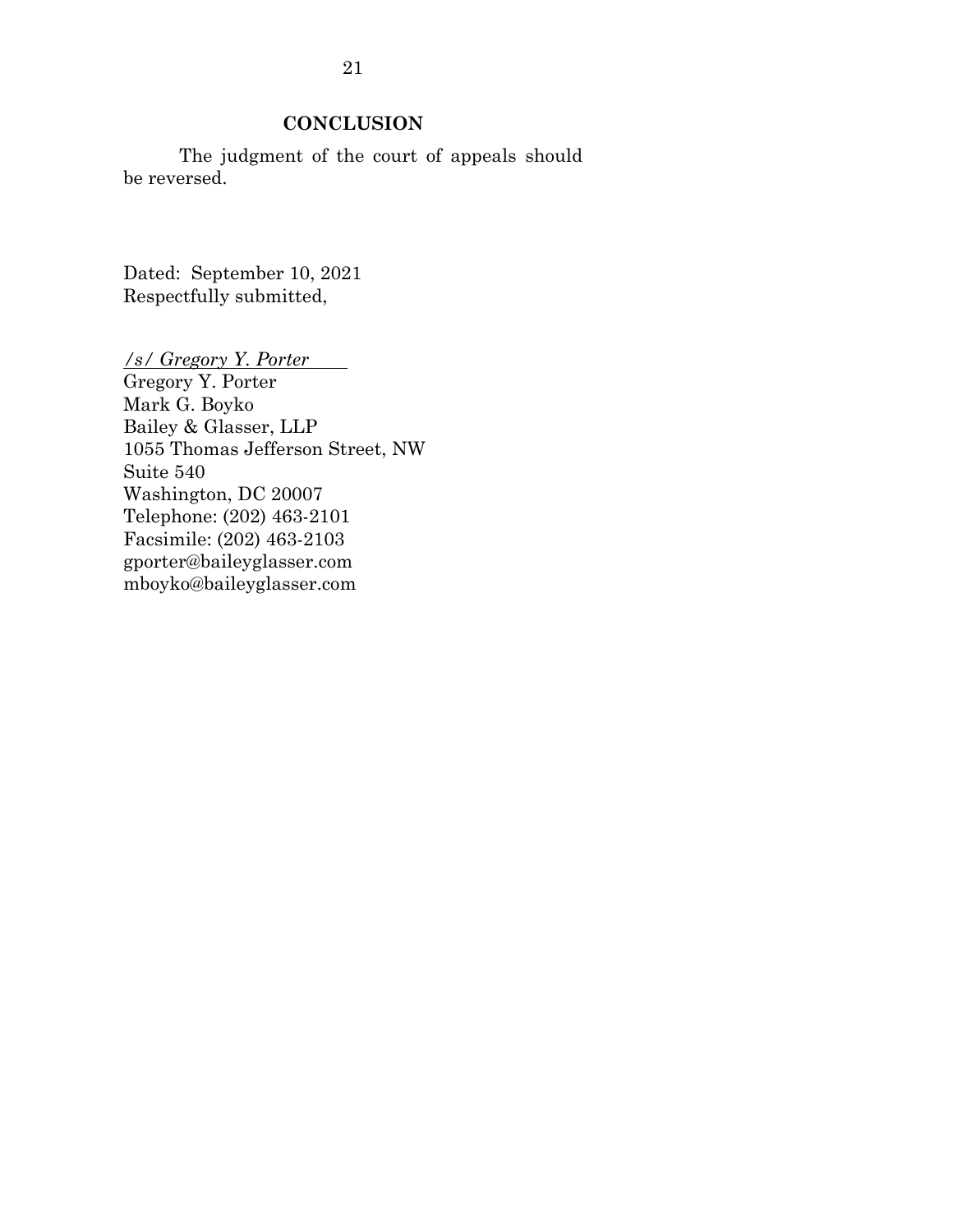## CONCLUSION

The judgment of the court of appeals should be reversed.

Dated: September 10, 2021
Respectfully submitted,

*/s/ Gregory Y. Porter*
Gregory Y. Porter
Mark G. Boyko
Bailey & Glasser, LLP
1055 Thomas Jefferson Street, NW
Suite 540
Washington, DC 20007
Telephone: (202) 463-2101
Facsimile: (202) 463-2103
gporter@baileyglasser.com
mboyko@baileyglasser.com